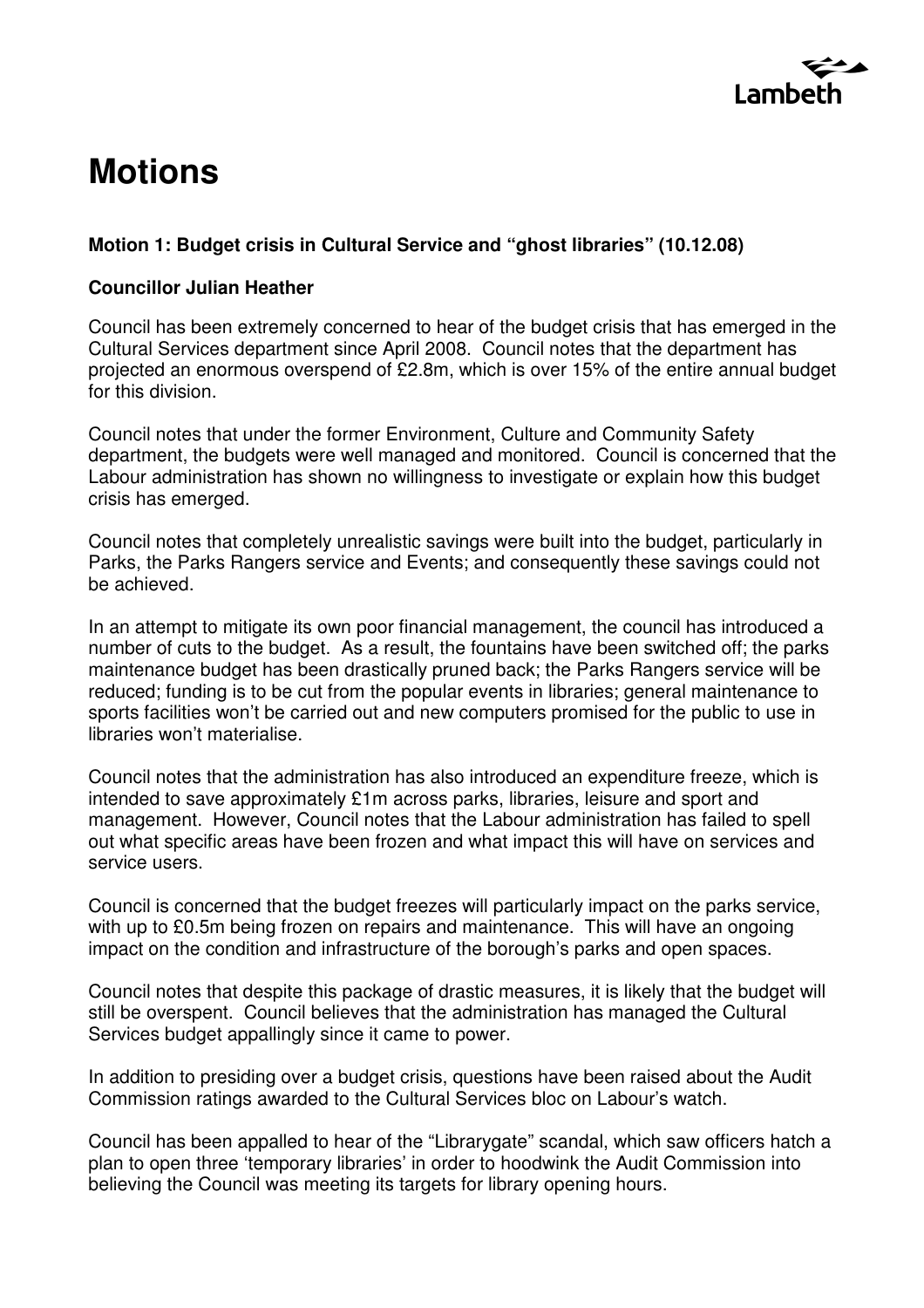# Motions

### Motion 1: Budget crisis in Cultural Service and "ghost libraries" (10.12.08)

**Councillor Julian Heather**

Council has been extremely concerned to hear of the budget crisis that has emerged in the Cultural Services department since April 2008. Council notes that the department has projected an enormous overspend of £2.8m, which is over 15% of the entire annual budget for this division.

Council notes that under the former Environment, Culture and Community Safety department, the budgets were well managed and monitored. Council is concerned that the Labour administration has shown no willingness to investigate or explain how this budget crisis has emerged.

Council notes that completely unrealistic savings were built into the budget, particularly in Parks, the Parks Rangers service and Events; and consequently these savings could not be achieved.

In an attempt to mitigate its own poor financial management, the council has introduced a number of cuts to the budget. As a result, the fountains have been switched off; the parks maintenance budget has been drastically pruned back; the Parks Rangers service will be reduced; funding is to be cut from the popular events in libraries; general maintenance to sports facilities won't be carried out and new computers promised for the public to use in libraries won't materialise.

Council notes that the administration has also introduced an expenditure freeze, which is intended to save approximately £1m across parks, libraries, leisure and sport and management. However, Council notes that the Labour administration has failed to spell out what specific areas have been frozen and what impact this will have on services and service users.

Council is concerned that the budget freezes will particularly impact on the parks service, with up to £0.5m being frozen on repairs and maintenance. This will have an ongoing impact on the condition and infrastructure of the borough's parks and open spaces.

Council notes that despite this package of drastic measures, it is likely that the budget will still be overspent. Council believes that the administration has managed the Cultural Services budget appallingly since it came to power.

In addition to presiding over a budget crisis, questions have been raised about the Audit Commission ratings awarded to the Cultural Services bloc on Labour's watch.

Council has been appalled to hear of the "Librarygate" scandal, which saw officers hatch a plan to open three 'temporary libraries' in order to hoodwink the Audit Commission into believing the Council was meeting its targets for library opening hours.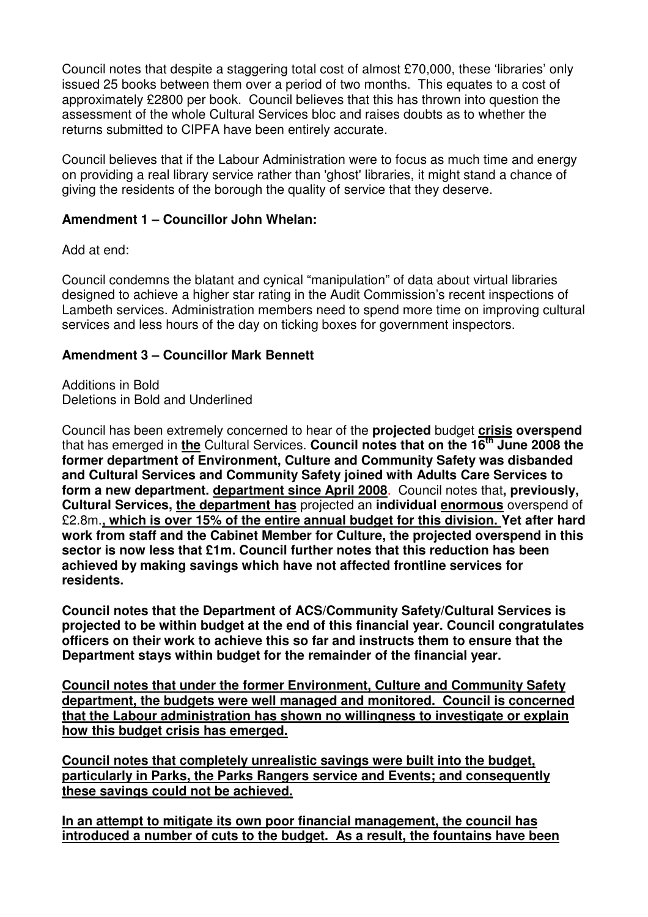Council notes that despite a staggering total cost of almost £70,000, these 'libraries' only issued 25 books between them over a period of two months. This equates to a cost of approximately £2800 per book. Council believes that this has thrown into question the assessment of the whole Cultural Services bloc and raises doubts as to whether the returns submitted to CIPFA have been entirely accurate.

Council believes that if the Labour Administration were to focus as much time and energy on providing a real library service rather than 'ghost' libraries, it might stand a chance of giving the residents of the borough the quality of service that they deserve.

**Amendment 1 – Councillor John Whelan:**

Add at end:

Council condemns the blatant and cynical "manipulation" of data about virtual libraries designed to achieve a higher star rating in the Audit Commission's recent inspections of Lambeth services. Administration members need to spend more time on improving cultural services and less hours of the day on ticking boxes for government inspectors.

**Amendment 3 – Councillor Mark Bennett**

Additions in Bold
Deletions in Bold and Underlined

Council has been extremely concerned to hear of the **projected** budget <u>**crisis**</u> **overspend** that has emerged in <u>**the**</u> Cultural Services. **Council notes that on the 16th June 2008 the former department of Environment, Culture and Community Safety was disbanded and Cultural Services and Community Safety joined with Adults Care Services to form a new department.** <u>**department since April 2008**</u>. Council notes that**, previously, Cultural Services,** <u>**the department has**</u> projected an **individual** <u>**enormous**</u> overspend of £2.8m.<u>**, which is over 15% of the entire annual budget for this division.**</u> **Yet after hard work from staff and the Cabinet Member for Culture, the projected overspend in this sector is now less that £1m. Council further notes that this reduction has been achieved by making savings which have not affected frontline services for residents.**

**Council notes that the Department of ACS/Community Safety/Cultural Services is projected to be within budget at the end of this financial year. Council congratulates officers on their work to achieve this so far and instructs them to ensure that the Department stays within budget for the remainder of the financial year.**

<u>**Council notes that under the former Environment, Culture and Community Safety department, the budgets were well managed and monitored. Council is concerned that the Labour administration has shown no willingness to investigate or explain how this budget crisis has emerged.**</u>

<u>**Council notes that completely unrealistic savings were built into the budget, particularly in Parks, the Parks Rangers service and Events; and consequently these savings could not be achieved.**</u>

<u>**In an attempt to mitigate its own poor financial management, the council has introduced a number of cuts to the budget. As a result, the fountains have been**</u>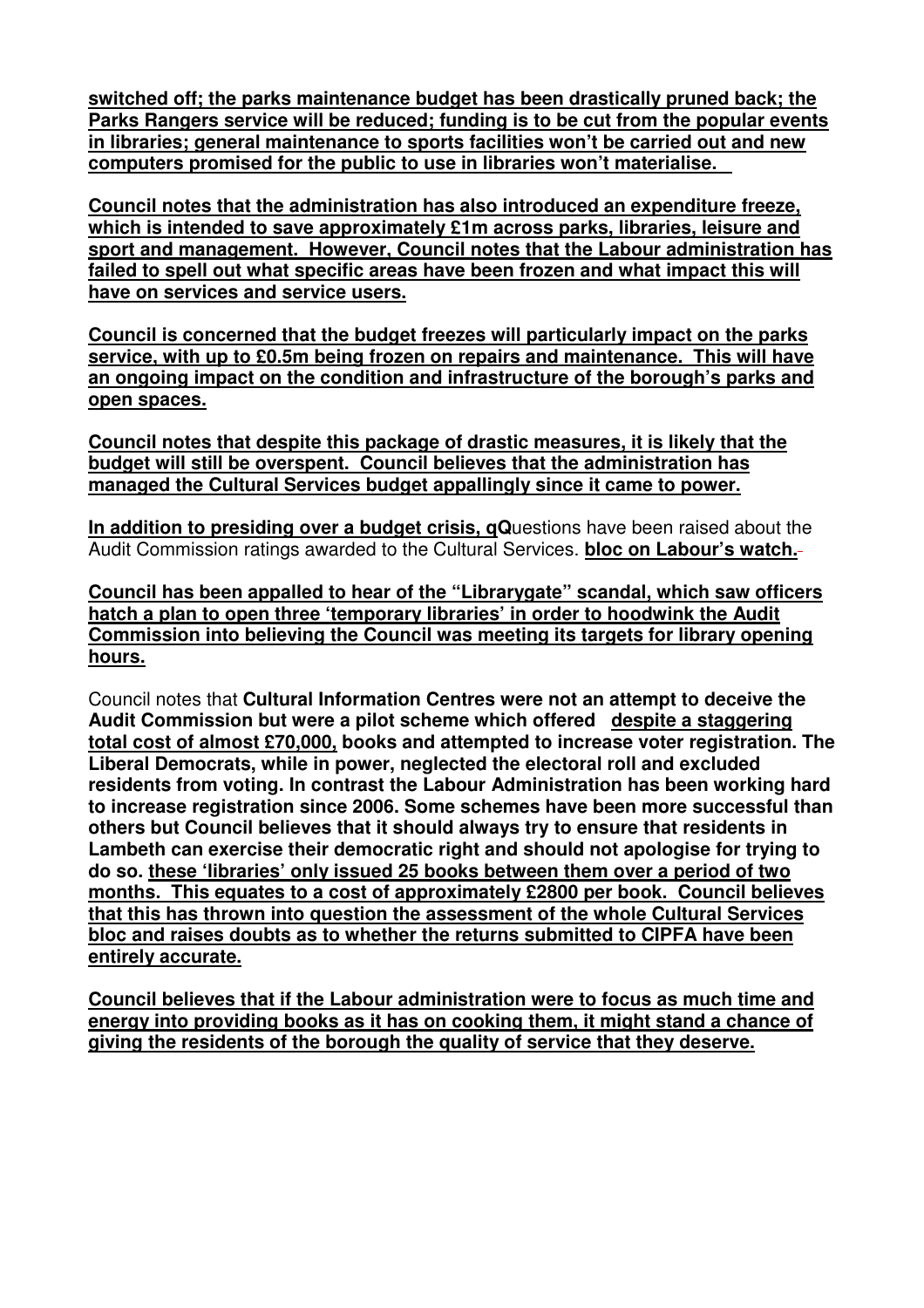**switched off; the parks maintenance budget has been drastically pruned back; the Parks Rangers service will be reduced; funding is to be cut from the popular events in libraries; general maintenance to sports facilities won't be carried out and new computers promised for the public to use in libraries won't materialise.**

**Council notes that the administration has also introduced an expenditure freeze, which is intended to save approximately £1m across parks, libraries, leisure and sport and management. However, Council notes that the Labour administration has failed to spell out what specific areas have been frozen and what impact this will have on services and service users.**

**Council is concerned that the budget freezes will particularly impact on the parks service, with up to £0.5m being frozen on repairs and maintenance. This will have an ongoing impact on the condition and infrastructure of the borough's parks and open spaces.**

**Council notes that despite this package of drastic measures, it is likely that the budget will still be overspent. Council believes that the administration has managed the Cultural Services budget appallingly since it came to power.**

**In addition to presiding over a budget crisis, qQ**uestions have been raised about the Audit Commission ratings awarded to the Cultural Services. **bloc on Labour's watch.**

**Council has been appalled to hear of the "Librarygate" scandal, which saw officers hatch a plan to open three 'temporary libraries' in order to hoodwink the Audit Commission into believing the Council was meeting its targets for library opening hours.**

Council notes that **Cultural Information Centres were not an attempt to deceive the Audit Commission but were a pilot scheme which offered despite a staggering total cost of almost £70,000, books and attempted to increase voter registration. The Liberal Democrats, while in power, neglected the electoral roll and excluded residents from voting. In contrast the Labour Administration has been working hard to increase registration since 2006. Some schemes have been more successful than others but Council believes that it should always try to ensure that residents in Lambeth can exercise their democratic right and should not apologise for trying to do so. these 'libraries' only issued 25 books between them over a period of two months. This equates to a cost of approximately £2800 per book. Council believes that this has thrown into question the assessment of the whole Cultural Services bloc and raises doubts as to whether the returns submitted to CIPFA have been entirely accurate.**

**Council believes that if the Labour administration were to focus as much time and energy into providing books as it has on cooking them, it might stand a chance of giving the residents of the borough the quality of service that they deserve.**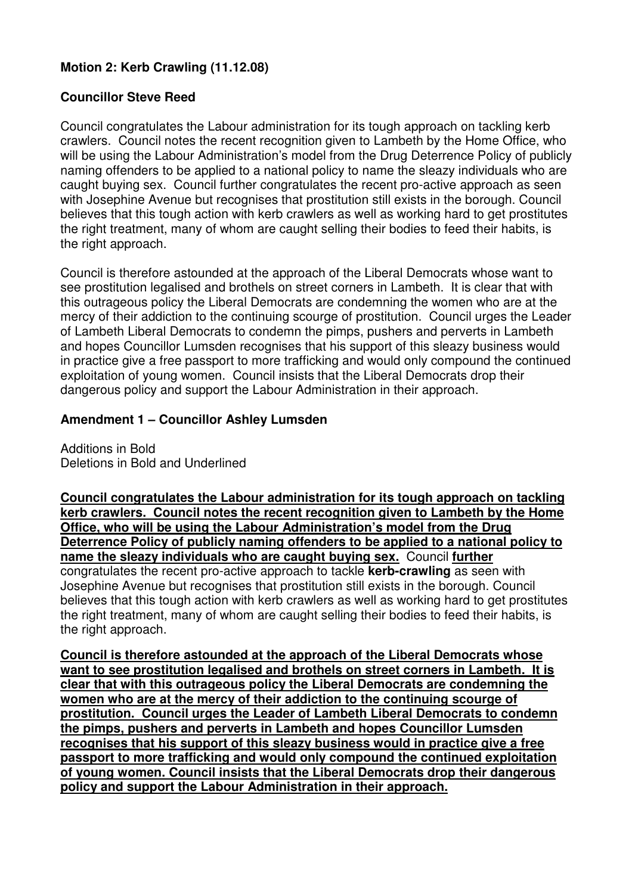**Motion 2: Kerb Crawling (11.12.08)**

**Councillor Steve Reed**

Council congratulates the Labour administration for its tough approach on tackling kerb crawlers. Council notes the recent recognition given to Lambeth by the Home Office, who will be using the Labour Administration's model from the Drug Deterrence Policy of publicly naming offenders to be applied to a national policy to name the sleazy individuals who are caught buying sex. Council further congratulates the recent pro-active approach as seen with Josephine Avenue but recognises that prostitution still exists in the borough. Council believes that this tough action with kerb crawlers as well as working hard to get prostitutes the right treatment, many of whom are caught selling their bodies to feed their habits, is the right approach.

Council is therefore astounded at the approach of the Liberal Democrats whose want to see prostitution legalised and brothels on street corners in Lambeth. It is clear that with this outrageous policy the Liberal Democrats are condemning the women who are at the mercy of their addiction to the continuing scourge of prostitution. Council urges the Leader of Lambeth Liberal Democrats to condemn the pimps, pushers and perverts in Lambeth and hopes Councillor Lumsden recognises that his support of this sleazy business would in practice give a free passport to more trafficking and would only compound the continued exploitation of young women. Council insists that the Liberal Democrats drop their dangerous policy and support the Labour Administration in their approach.

**Amendment 1 – Councillor Ashley Lumsden**

Additions in Bold
Deletions in Bold and Underlined

<u>**Council congratulates the Labour administration for its tough approach on tackling kerb crawlers. Council notes the recent recognition given to Lambeth by the Home Office, who will be using the Labour Administration's model from the Drug Deterrence Policy of publicly naming offenders to be applied to a national policy to name the sleazy individuals who are caught buying sex.**</u> Council <u>**further**</u> congratulates the recent pro-active approach to tackle **kerb-crawling** as seen with Josephine Avenue but recognises that prostitution still exists in the borough. Council believes that this tough action with kerb crawlers as well as working hard to get prostitutes the right treatment, many of whom are caught selling their bodies to feed their habits, is the right approach.

<u>**Council is therefore astounded at the approach of the Liberal Democrats whose want to see prostitution legalised and brothels on street corners in Lambeth. It is clear that with this outrageous policy the Liberal Democrats are condemning the women who are at the mercy of their addiction to the continuing scourge of prostitution. Council urges the Leader of Lambeth Liberal Democrats to condemn the pimps, pushers and perverts in Lambeth and hopes Councillor Lumsden recognises that his support of this sleazy business would in practice give a free passport to more trafficking and would only compound the continued exploitation of young women. Council insists that the Liberal Democrats drop their dangerous policy and support the Labour Administration in their approach.**</u>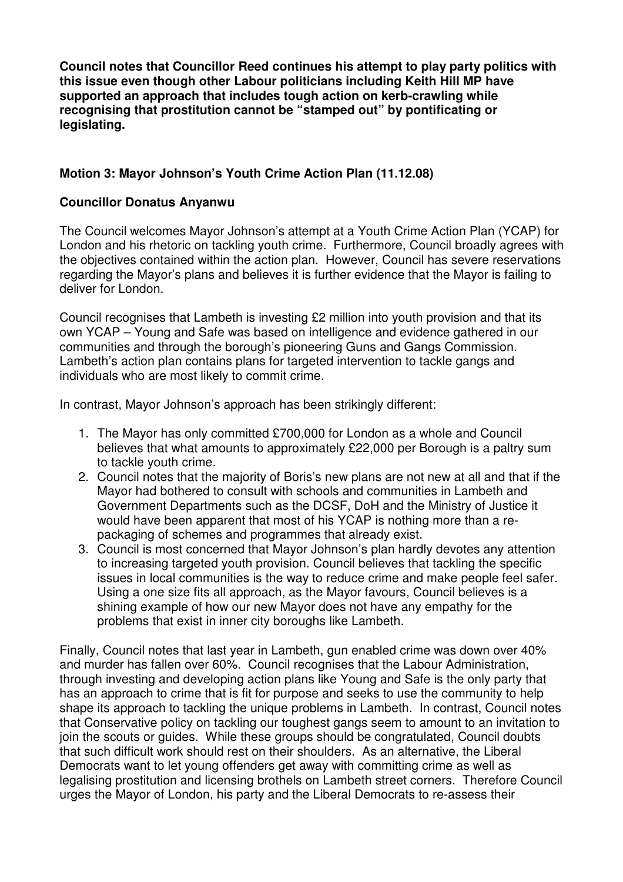**Council notes that Councillor Reed continues his attempt to play party politics with this issue even though other Labour politicians including Keith Hill MP have supported an approach that includes tough action on kerb-crawling while recognising that prostitution cannot be "stamped out" by pontificating or legislating.**

### Motion 3: Mayor Johnson's Youth Crime Action Plan (11.12.08)

**Councillor Donatus Anyanwu**

The Council welcomes Mayor Johnson's attempt at a Youth Crime Action Plan (YCAP) for London and his rhetoric on tackling youth crime. Furthermore, Council broadly agrees with the objectives contained within the action plan. However, Council has severe reservations regarding the Mayor's plans and believes it is further evidence that the Mayor is failing to deliver for London.

Council recognises that Lambeth is investing £2 million into youth provision and that its own YCAP – Young and Safe was based on intelligence and evidence gathered in our communities and through the borough's pioneering Guns and Gangs Commission. Lambeth's action plan contains plans for targeted intervention to tackle gangs and individuals who are most likely to commit crime.

In contrast, Mayor Johnson's approach has been strikingly different:

1. The Mayor has only committed £700,000 for London as a whole and Council believes that what amounts to approximately £22,000 per Borough is a paltry sum to tackle youth crime.
2. Council notes that the majority of Boris's new plans are not new at all and that if the Mayor had bothered to consult with schools and communities in Lambeth and Government Departments such as the DCSF, DoH and the Ministry of Justice it would have been apparent that most of his YCAP is nothing more than a re-packaging of schemes and programmes that already exist.
3. Council is most concerned that Mayor Johnson's plan hardly devotes any attention to increasing targeted youth provision. Council believes that tackling the specific issues in local communities is the way to reduce crime and make people feel safer. Using a one size fits all approach, as the Mayor favours, Council believes is a shining example of how our new Mayor does not have any empathy for the problems that exist in inner city boroughs like Lambeth.

Finally, Council notes that last year in Lambeth, gun enabled crime was down over 40% and murder has fallen over 60%. Council recognises that the Labour Administration, through investing and developing action plans like Young and Safe is the only party that has an approach to crime that is fit for purpose and seeks to use the community to help shape its approach to tackling the unique problems in Lambeth. In contrast, Council notes that Conservative policy on tackling our toughest gangs seem to amount to an invitation to join the scouts or guides. While these groups should be congratulated, Council doubts that such difficult work should rest on their shoulders. As an alternative, the Liberal Democrats want to let young offenders get away with committing crime as well as legalising prostitution and licensing brothels on Lambeth street corners. Therefore Council urges the Mayor of London, his party and the Liberal Democrats to re-assess their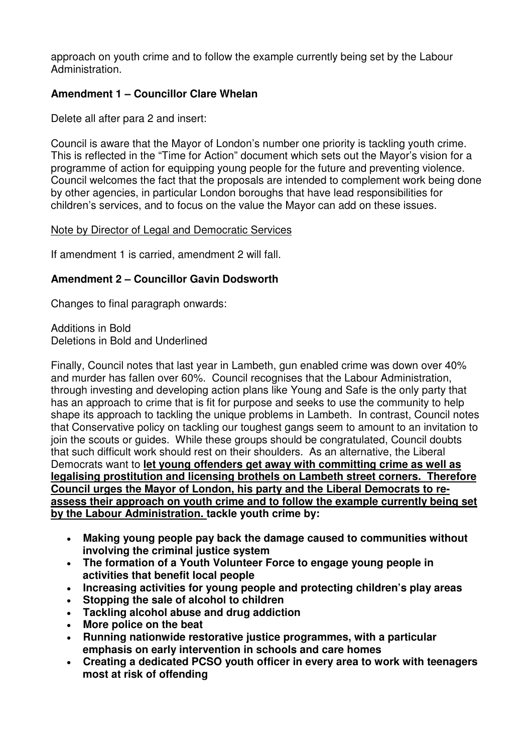approach on youth crime and to follow the example currently being set by the Labour Administration.

**Amendment 1 – Councillor Clare Whelan**

Delete all after para 2 and insert:

Council is aware that the Mayor of London's number one priority is tackling youth crime. This is reflected in the "Time for Action" document which sets out the Mayor's vision for a programme of action for equipping young people for the future and preventing violence. Council welcomes the fact that the proposals are intended to complement work being done by other agencies, in particular London boroughs that have lead responsibilities for children's services, and to focus on the value the Mayor can add on these issues.

<u>Note by Director of Legal and Democratic Services</u>

If amendment 1 is carried, amendment 2 will fall.

**Amendment 2 – Councillor Gavin Dodsworth**

Changes to final paragraph onwards:

Additions in Bold
Deletions in Bold and Underlined

Finally, Council notes that last year in Lambeth, gun enabled crime was down over 40% and murder has fallen over 60%. Council recognises that the Labour Administration, through investing and developing action plans like Young and Safe is the only party that has an approach to crime that is fit for purpose and seeks to use the community to help shape its approach to tackling the unique problems in Lambeth. In contrast, Council notes that Conservative policy on tackling our toughest gangs seem to amount to an invitation to join the scouts or guides. While these groups should be congratulated, Council doubts that such difficult work should rest on their shoulders. As an alternative, the Liberal Democrats want to **<u>let young offenders get away with committing crime as well as legalising prostitution and licensing brothels on Lambeth street corners. Therefore Council urges the Mayor of London, his party and the Liberal Democrats to re-assess their approach on youth crime and to follow the example currently being set by the Labour Administration.</u> tackle youth crime by:**

- **Making young people pay back the damage caused to communities without involving the criminal justice system**
- **The formation of a Youth Volunteer Force to engage young people in activities that benefit local people**
- **Increasing activities for young people and protecting children's play areas**
- **Stopping the sale of alcohol to children**
- **Tackling alcohol abuse and drug addiction**
- **More police on the beat**
- **Running nationwide restorative justice programmes, with a particular emphasis on early intervention in schools and care homes**
- **Creating a dedicated PCSO youth officer in every area to work with teenagers most at risk of offending**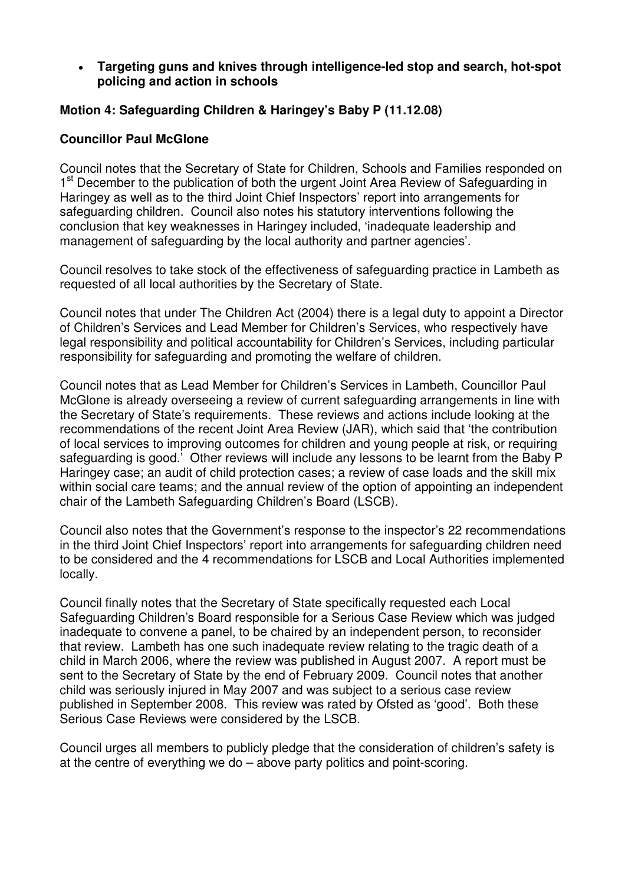- **Targeting guns and knives through intelligence-led stop and search, hot-spot policing and action in schools**

**Motion 4: Safeguarding Children & Haringey's Baby P (11.12.08)**

**Councillor Paul McGlone**

Council notes that the Secretary of State for Children, Schools and Families responded on 1st December to the publication of both the urgent Joint Area Review of Safeguarding in Haringey as well as to the third Joint Chief Inspectors' report into arrangements for safeguarding children. Council also notes his statutory interventions following the conclusion that key weaknesses in Haringey included, 'inadequate leadership and management of safeguarding by the local authority and partner agencies'.

Council resolves to take stock of the effectiveness of safeguarding practice in Lambeth as requested of all local authorities by the Secretary of State.

Council notes that under The Children Act (2004) there is a legal duty to appoint a Director of Children's Services and Lead Member for Children's Services, who respectively have legal responsibility and political accountability for Children's Services, including particular responsibility for safeguarding and promoting the welfare of children.

Council notes that as Lead Member for Children's Services in Lambeth, Councillor Paul McGlone is already overseeing a review of current safeguarding arrangements in line with the Secretary of State's requirements. These reviews and actions include looking at the recommendations of the recent Joint Area Review (JAR), which said that 'the contribution of local services to improving outcomes for children and young people at risk, or requiring safeguarding is good.' Other reviews will include any lessons to be learnt from the Baby P Haringey case; an audit of child protection cases; a review of case loads and the skill mix within social care teams; and the annual review of the option of appointing an independent chair of the Lambeth Safeguarding Children's Board (LSCB).

Council also notes that the Government's response to the inspector's 22 recommendations in the third Joint Chief Inspectors' report into arrangements for safeguarding children need to be considered and the 4 recommendations for LSCB and Local Authorities implemented locally.

Council finally notes that the Secretary of State specifically requested each Local Safeguarding Children's Board responsible for a Serious Case Review which was judged inadequate to convene a panel, to be chaired by an independent person, to reconsider that review. Lambeth has one such inadequate review relating to the tragic death of a child in March 2006, where the review was published in August 2007. A report must be sent to the Secretary of State by the end of February 2009. Council notes that another child was seriously injured in May 2007 and was subject to a serious case review published in September 2008. This review was rated by Ofsted as 'good'. Both these Serious Case Reviews were considered by the LSCB.

Council urges all members to publicly pledge that the consideration of children's safety is at the centre of everything we do – above party politics and point-scoring.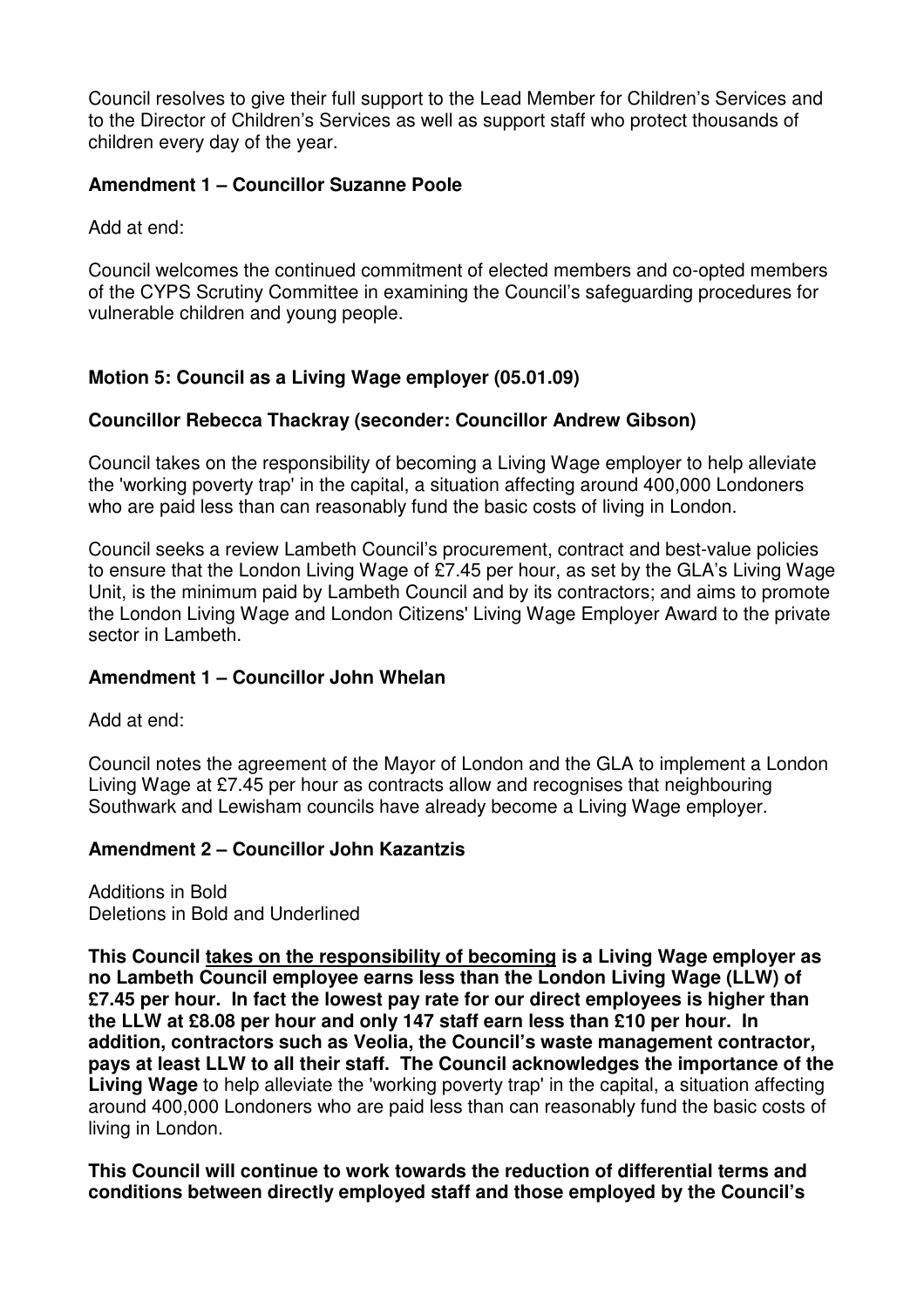Council resolves to give their full support to the Lead Member for Children's Services and to the Director of Children's Services as well as support staff who protect thousands of children every day of the year.

**Amendment 1 – Councillor Suzanne Poole**

Add at end:

Council welcomes the continued commitment of elected members and co-opted members of the CYPS Scrutiny Committee in examining the Council's safeguarding procedures for vulnerable children and young people.

**Motion 5: Council as a Living Wage employer (05.01.09)**

**Councillor Rebecca Thackray (seconder: Councillor Andrew Gibson)**

Council takes on the responsibility of becoming a Living Wage employer to help alleviate the 'working poverty trap' in the capital, a situation affecting around 400,000 Londoners who are paid less than can reasonably fund the basic costs of living in London.

Council seeks a review Lambeth Council's procurement, contract and best-value policies to ensure that the London Living Wage of £7.45 per hour, as set by the GLA's Living Wage Unit, is the minimum paid by Lambeth Council and by its contractors; and aims to promote the London Living Wage and London Citizens' Living Wage Employer Award to the private sector in Lambeth.

**Amendment 1 – Councillor John Whelan**

Add at end:

Council notes the agreement of the Mayor of London and the GLA to implement a London Living Wage at £7.45 per hour as contracts allow and recognises that neighbouring Southwark and Lewisham councils have already become a Living Wage employer.

**Amendment 2 – Councillor John Kazantzis**

Additions in Bold
Deletions in Bold and Underlined

**This Council <u>takes on the responsibility of becoming</u> is a Living Wage employer as no Lambeth Council employee earns less than the London Living Wage (LLW) of £7.45 per hour. In fact the lowest pay rate for our direct employees is higher than the LLW at £8.08 per hour and only 147 staff earn less than £10 per hour. In addition, contractors such as Veolia, the Council's waste management contractor, pays at least LLW to all their staff. The Council acknowledges the importance of the Living Wage** to help alleviate the 'working poverty trap' in the capital, a situation affecting around 400,000 Londoners who are paid less than can reasonably fund the basic costs of living in London.

**This Council will continue to work towards the reduction of differential terms and conditions between directly employed staff and those employed by the Council's**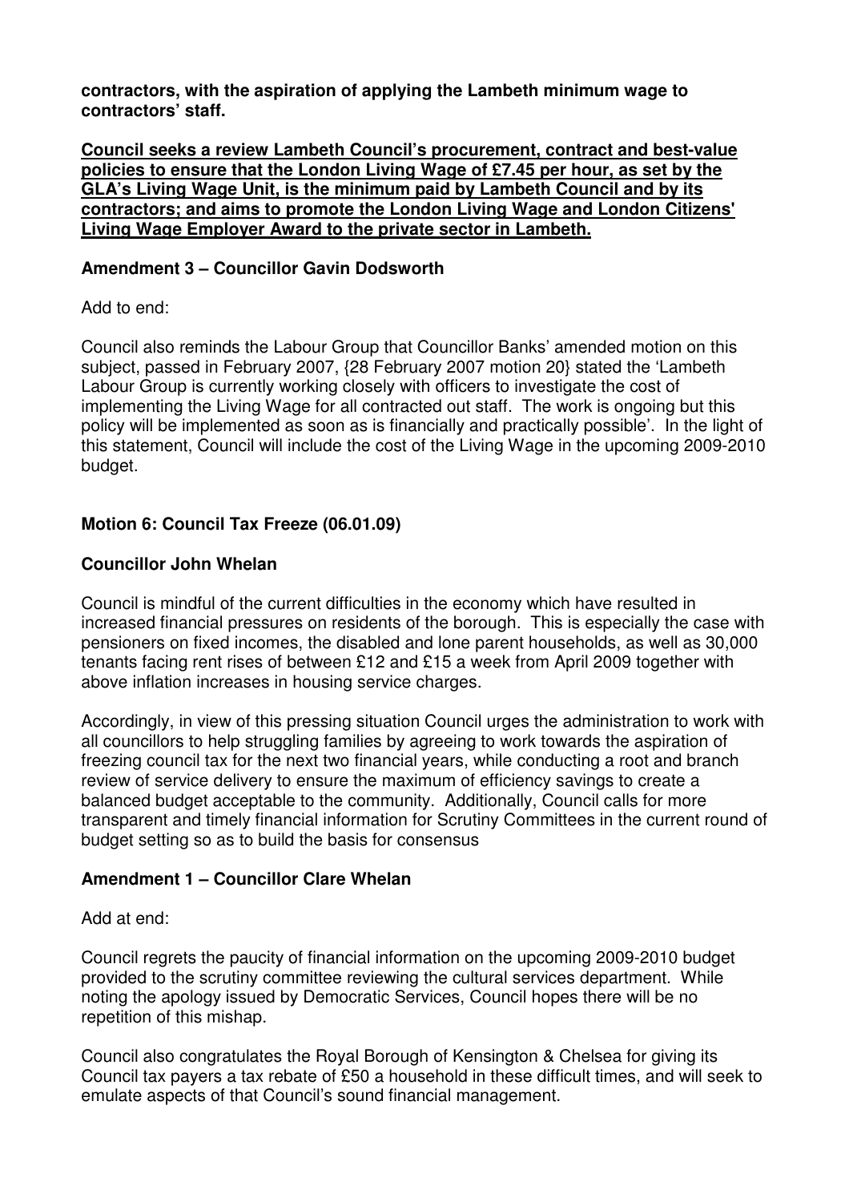**contractors, with the aspiration of applying the Lambeth minimum wage to contractors' staff.**

<u>**Council seeks a review Lambeth Council's procurement, contract and best-value policies to ensure that the London Living Wage of £7.45 per hour, as set by the GLA's Living Wage Unit, is the minimum paid by Lambeth Council and by its contractors; and aims to promote the London Living Wage and London Citizens' Living Wage Employer Award to the private sector in Lambeth.**</u>

**Amendment 3 – Councillor Gavin Dodsworth**

Add to end:

Council also reminds the Labour Group that Councillor Banks' amended motion on this subject, passed in February 2007, {28 February 2007 motion 20} stated the 'Lambeth Labour Group is currently working closely with officers to investigate the cost of implementing the Living Wage for all contracted out staff. The work is ongoing but this policy will be implemented as soon as is financially and practically possible'. In the light of this statement, Council will include the cost of the Living Wage in the upcoming 2009-2010 budget.

**Motion 6: Council Tax Freeze (06.01.09)**

**Councillor John Whelan**

Council is mindful of the current difficulties in the economy which have resulted in increased financial pressures on residents of the borough. This is especially the case with pensioners on fixed incomes, the disabled and lone parent households, as well as 30,000 tenants facing rent rises of between £12 and £15 a week from April 2009 together with above inflation increases in housing service charges.

Accordingly, in view of this pressing situation Council urges the administration to work with all councillors to help struggling families by agreeing to work towards the aspiration of freezing council tax for the next two financial years, while conducting a root and branch review of service delivery to ensure the maximum of efficiency savings to create a balanced budget acceptable to the community. Additionally, Council calls for more transparent and timely financial information for Scrutiny Committees in the current round of budget setting so as to build the basis for consensus

**Amendment 1 – Councillor Clare Whelan**

Add at end:

Council regrets the paucity of financial information on the upcoming 2009-2010 budget provided to the scrutiny committee reviewing the cultural services department. While noting the apology issued by Democratic Services, Council hopes there will be no repetition of this mishap.

Council also congratulates the Royal Borough of Kensington & Chelsea for giving its Council tax payers a tax rebate of £50 a household in these difficult times, and will seek to emulate aspects of that Council's sound financial management.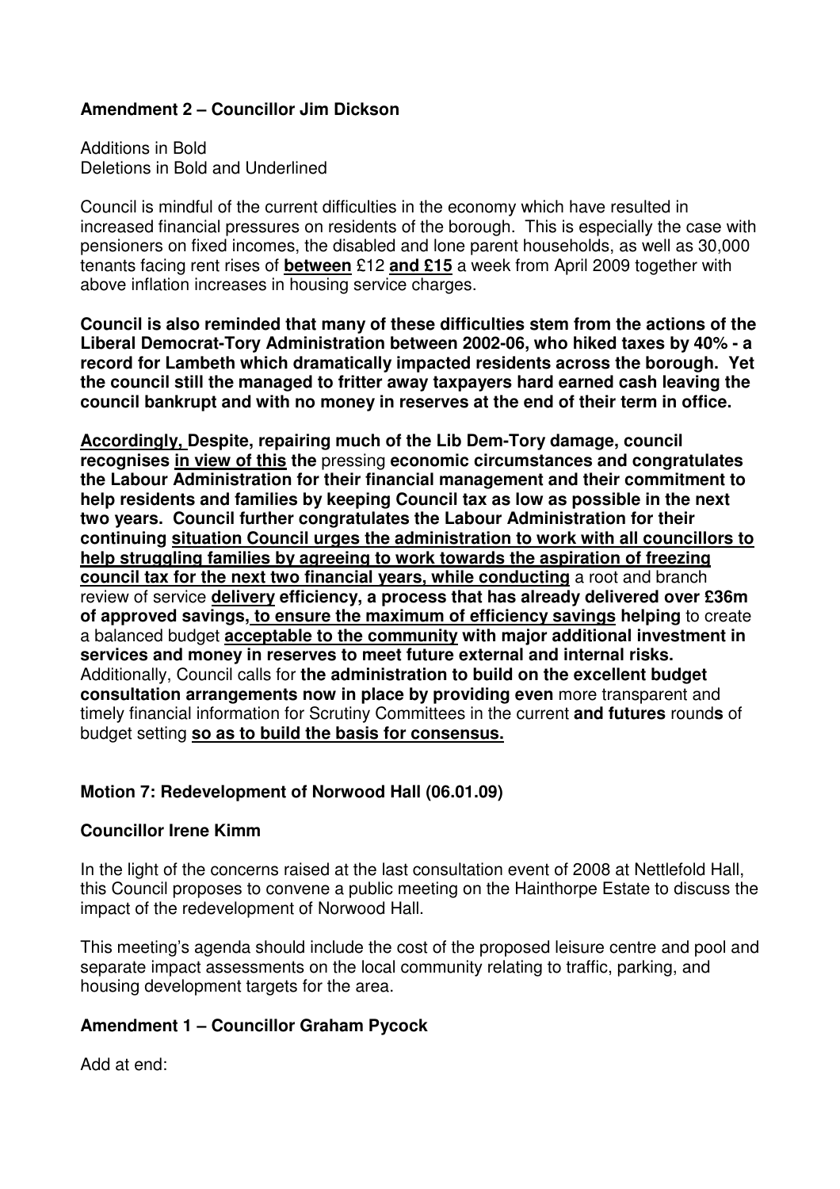**Amendment 2 – Councillor Jim Dickson**

Additions in Bold
Deletions in Bold and Underlined

Council is mindful of the current difficulties in the economy which have resulted in increased financial pressures on residents of the borough. This is especially the case with pensioners on fixed incomes, the disabled and lone parent households, as well as 30,000 tenants facing rent rises of <u>**between**</u> £12 <u>**and £15**</u> a week from April 2009 together with above inflation increases in housing service charges.

**Council is also reminded that many of these difficulties stem from the actions of the Liberal Democrat-Tory Administration between 2002-06, who hiked taxes by 40% - a record for Lambeth which dramatically impacted residents across the borough. Yet the council still the managed to fritter away taxpayers hard earned cash leaving the council bankrupt and with no money in reserves at the end of their term in office.**

<u>**Accordingly,**</u> **Despite, repairing much of the Lib Dem-Tory damage, council recognises** <u>**in view of this**</u> **the** pressing **economic circumstances and congratulates the Labour Administration for their financial management and their commitment to help residents and families by keeping Council tax as low as possible in the next two years. Council further congratulates the Labour Administration for their continuing** <u>**situation Council urges the administration to work with all councillors to help struggling families by agreeing to work towards the aspiration of freezing council tax for the next two financial years, while conducting**</u> a root and branch review of service <u>**delivery**</u> **efficiency, a process that has already delivered over £36m of approved savings**<u>**, to ensure the maximum of efficiency savings**</u> **helping** to create a balanced budget <u>**acceptable to the community**</u> **with major additional investment in services and money in reserves to meet future external and internal risks.** Additionally, Council calls for **the administration to build on the excellent budget consultation arrangements now in place by providing even** more transparent and timely financial information for Scrutiny Committees in the current **and futures** round**s** of budget setting <u>**so as to build the basis for consensus.**</u>

**Motion 7: Redevelopment of Norwood Hall (06.01.09)**

**Councillor Irene Kimm**

In the light of the concerns raised at the last consultation event of 2008 at Nettlefold Hall, this Council proposes to convene a public meeting on the Hainthorpe Estate to discuss the impact of the redevelopment of Norwood Hall.

This meeting's agenda should include the cost of the proposed leisure centre and pool and separate impact assessments on the local community relating to traffic, parking, and housing development targets for the area.

**Amendment 1 – Councillor Graham Pycock**

Add at end: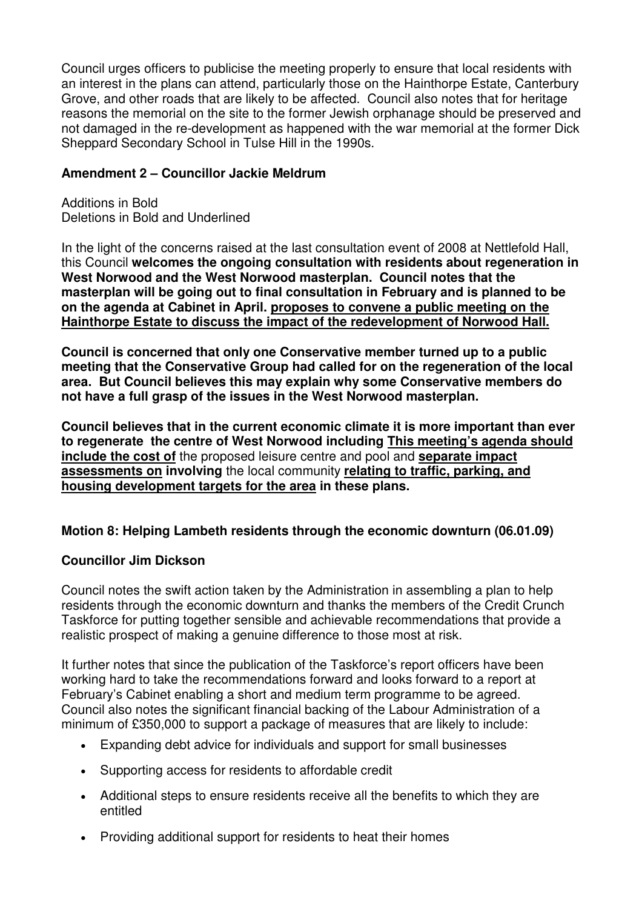Council urges officers to publicise the meeting properly to ensure that local residents with an interest in the plans can attend, particularly those on the Hainthorpe Estate, Canterbury Grove, and other roads that are likely to be affected. Council also notes that for heritage reasons the memorial on the site to the former Jewish orphanage should be preserved and not damaged in the re-development as happened with the war memorial at the former Dick Sheppard Secondary School in Tulse Hill in the 1990s.

**Amendment 2 – Councillor Jackie Meldrum**

Additions in Bold
Deletions in Bold and Underlined

In the light of the concerns raised at the last consultation event of 2008 at Nettlefold Hall, this Council **welcomes the ongoing consultation with residents about regeneration in West Norwood and the West Norwood masterplan. Council notes that the masterplan will be going out to final consultation in February and is planned to be on the agenda at Cabinet in April.** <u>**proposes to convene a public meeting on the Hainthorpe Estate to discuss the impact of the redevelopment of Norwood Hall.**</u>

**Council is concerned that only one Conservative member turned up to a public meeting that the Conservative Group had called for on the regeneration of the local area. But Council believes this may explain why some Conservative members do not have a full grasp of the issues in the West Norwood masterplan.**

**Council believes that in the current economic climate it is more important than ever to regenerate the centre of West Norwood including** <u>**This meeting's agenda should include the cost of**</u> the proposed leisure centre and pool and <u>**separate impact assessments on**</u> **involving** the local community <u>**relating to traffic, parking, and housing development targets for the area**</u> **in these plans.**

**Motion 8: Helping Lambeth residents through the economic downturn (06.01.09)**

**Councillor Jim Dickson**

Council notes the swift action taken by the Administration in assembling a plan to help residents through the economic downturn and thanks the members of the Credit Crunch Taskforce for putting together sensible and achievable recommendations that provide a realistic prospect of making a genuine difference to those most at risk.

It further notes that since the publication of the Taskforce's report officers have been working hard to take the recommendations forward and looks forward to a report at February's Cabinet enabling a short and medium term programme to be agreed. Council also notes the significant financial backing of the Labour Administration of a minimum of £350,000 to support a package of measures that are likely to include:

- Expanding debt advice for individuals and support for small businesses
- Supporting access for residents to affordable credit
- Additional steps to ensure residents receive all the benefits to which they are entitled
- Providing additional support for residents to heat their homes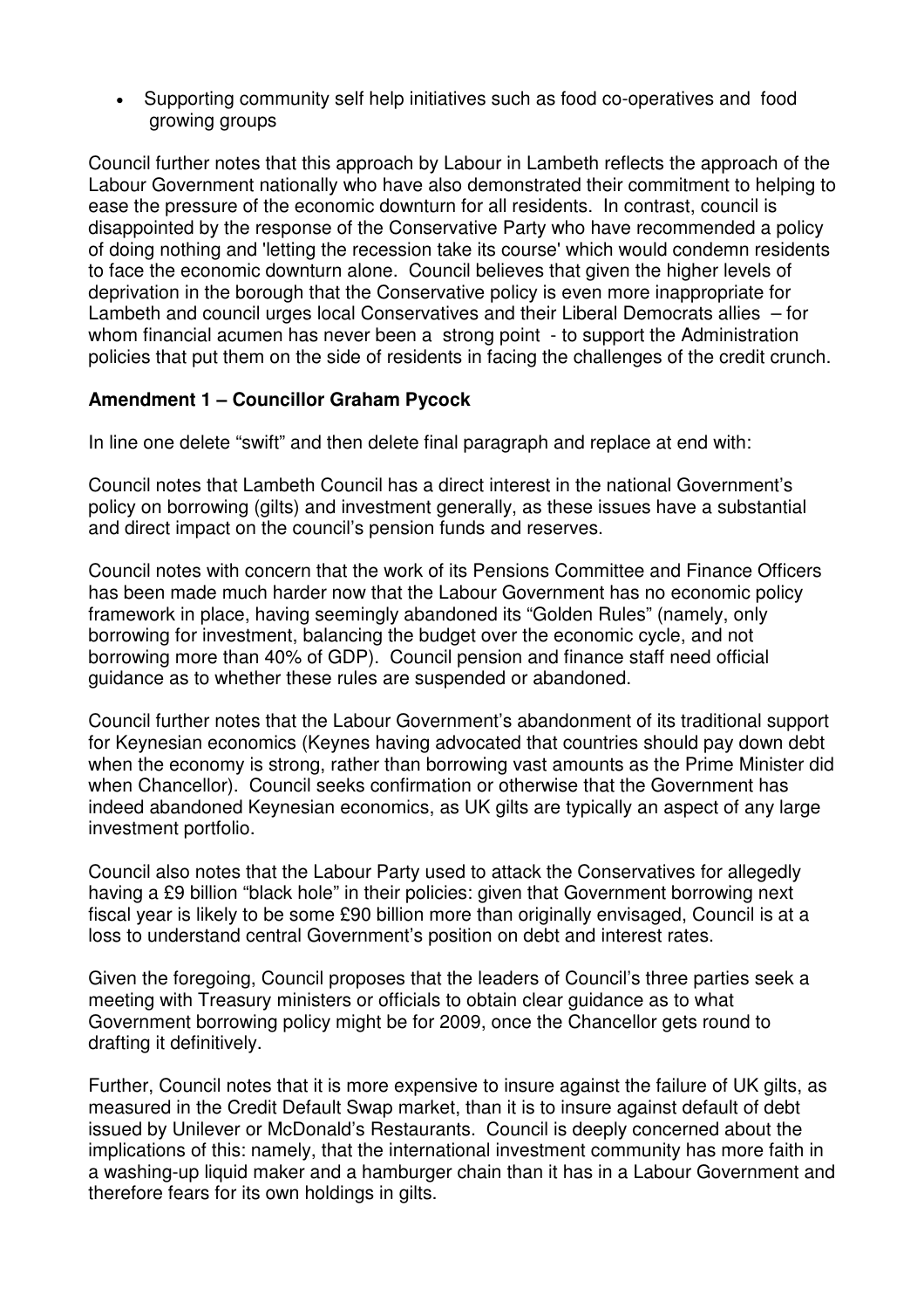- Supporting community self help initiatives such as food co-operatives and food growing groups

Council further notes that this approach by Labour in Lambeth reflects the approach of the Labour Government nationally who have also demonstrated their commitment to helping to ease the pressure of the economic downturn for all residents. In contrast, council is disappointed by the response of the Conservative Party who have recommended a policy of doing nothing and 'letting the recession take its course' which would condemn residents to face the economic downturn alone. Council believes that given the higher levels of deprivation in the borough that the Conservative policy is even more inappropriate for Lambeth and council urges local Conservatives and their Liberal Democrats allies – for whom financial acumen has never been a strong point - to support the Administration policies that put them on the side of residents in facing the challenges of the credit crunch.

**Amendment 1 – Councillor Graham Pycock**

In line one delete "swift" and then delete final paragraph and replace at end with:

Council notes that Lambeth Council has a direct interest in the national Government's policy on borrowing (gilts) and investment generally, as these issues have a substantial and direct impact on the council's pension funds and reserves.

Council notes with concern that the work of its Pensions Committee and Finance Officers has been made much harder now that the Labour Government has no economic policy framework in place, having seemingly abandoned its "Golden Rules" (namely, only borrowing for investment, balancing the budget over the economic cycle, and not borrowing more than 40% of GDP). Council pension and finance staff need official guidance as to whether these rules are suspended or abandoned.

Council further notes that the Labour Government's abandonment of its traditional support for Keynesian economics (Keynes having advocated that countries should pay down debt when the economy is strong, rather than borrowing vast amounts as the Prime Minister did when Chancellor). Council seeks confirmation or otherwise that the Government has indeed abandoned Keynesian economics, as UK gilts are typically an aspect of any large investment portfolio.

Council also notes that the Labour Party used to attack the Conservatives for allegedly having a £9 billion "black hole" in their policies: given that Government borrowing next fiscal year is likely to be some £90 billion more than originally envisaged, Council is at a loss to understand central Government's position on debt and interest rates.

Given the foregoing, Council proposes that the leaders of Council's three parties seek a meeting with Treasury ministers or officials to obtain clear guidance as to what Government borrowing policy might be for 2009, once the Chancellor gets round to drafting it definitively.

Further, Council notes that it is more expensive to insure against the failure of UK gilts, as measured in the Credit Default Swap market, than it is to insure against default of debt issued by Unilever or McDonald's Restaurants. Council is deeply concerned about the implications of this: namely, that the international investment community has more faith in a washing-up liquid maker and a hamburger chain than it has in a Labour Government and therefore fears for its own holdings in gilts.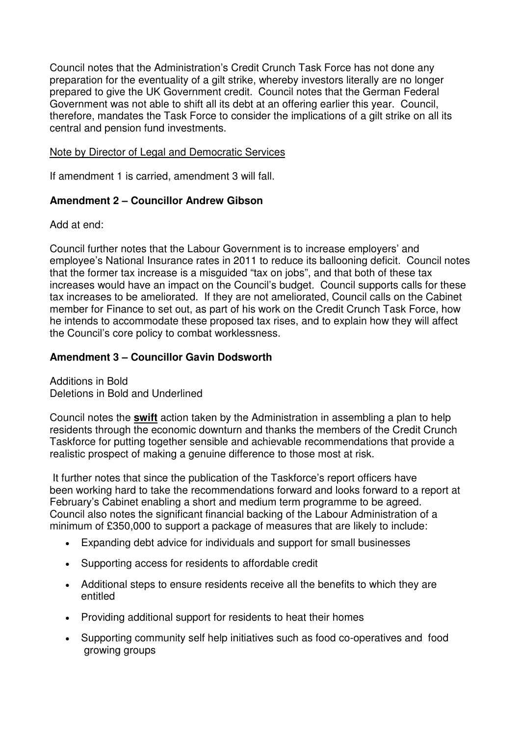Council notes that the Administration's Credit Crunch Task Force has not done any preparation for the eventuality of a gilt strike, whereby investors literally are no longer prepared to give the UK Government credit. Council notes that the German Federal Government was not able to shift all its debt at an offering earlier this year. Council, therefore, mandates the Task Force to consider the implications of a gilt strike on all its central and pension fund investments.

<u>Note by Director of Legal and Democratic Services</u>

If amendment 1 is carried, amendment 3 will fall.

**Amendment 2 – Councillor Andrew Gibson**

Add at end:

Council further notes that the Labour Government is to increase employers' and employee's National Insurance rates in 2011 to reduce its ballooning deficit. Council notes that the former tax increase is a misguided "tax on jobs", and that both of these tax increases would have an impact on the Council's budget. Council supports calls for these tax increases to be ameliorated. If they are not ameliorated, Council calls on the Cabinet member for Finance to set out, as part of his work on the Credit Crunch Task Force, how he intends to accommodate these proposed tax rises, and to explain how they will affect the Council's core policy to combat worklessness.

**Amendment 3 – Councillor Gavin Dodsworth**

Additions in Bold
Deletions in Bold and Underlined

Council notes the **<u>swift</u>** action taken by the Administration in assembling a plan to help residents through the economic downturn and thanks the members of the Credit Crunch Taskforce for putting together sensible and achievable recommendations that provide a realistic prospect of making a genuine difference to those most at risk.

It further notes that since the publication of the Taskforce's report officers have been working hard to take the recommendations forward and looks forward to a report at February's Cabinet enabling a short and medium term programme to be agreed. Council also notes the significant financial backing of the Labour Administration of a minimum of £350,000 to support a package of measures that are likely to include:

- Expanding debt advice for individuals and support for small businesses
- Supporting access for residents to affordable credit
- Additional steps to ensure residents receive all the benefits to which they are entitled
- Providing additional support for residents to heat their homes
- Supporting community self help initiatives such as food co-operatives and food growing groups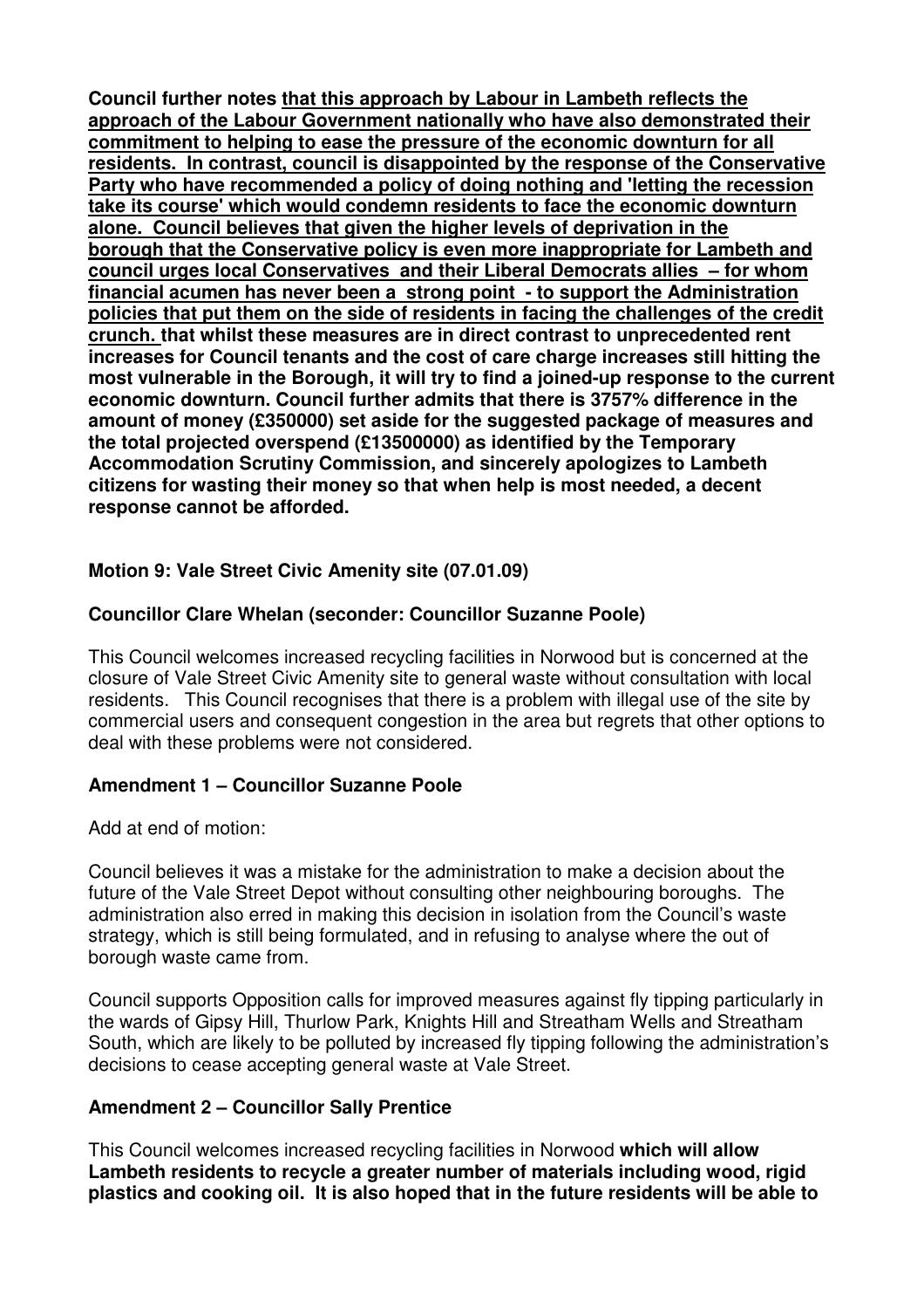**Council further notes <u>that this approach by Labour in Lambeth reflects the approach of the Labour Government nationally who have also demonstrated their commitment to helping to ease the pressure of the economic downturn for all residents. In contrast, council is disappointed by the response of the Conservative Party who have recommended a policy of doing nothing and 'letting the recession take its course' which would condemn residents to face the economic downturn alone. Council believes that given the higher levels of deprivation in the borough that the Conservative policy is even more inappropriate for Lambeth and council urges local Conservatives and their Liberal Democrats allies – for whom financial acumen has never been a strong point - to support the Administration policies that put them on the side of residents in facing the challenges of the credit crunch.</u> that whilst these measures are in direct contrast to unprecedented rent increases for Council tenants and the cost of care charge increases still hitting the most vulnerable in the Borough, it will try to find a joined-up response to the current economic downturn. Council further admits that there is 3757% difference in the amount of money (£350000) set aside for the suggested package of measures and the total projected overspend (£13500000) as identified by the Temporary Accommodation Scrutiny Commission, and sincerely apologizes to Lambeth citizens for wasting their money so that when help is most needed, a decent response cannot be afforded.**

**Motion 9: Vale Street Civic Amenity site (07.01.09)**

**Councillor Clare Whelan (seconder: Councillor Suzanne Poole)**

This Council welcomes increased recycling facilities in Norwood but is concerned at the closure of Vale Street Civic Amenity site to general waste without consultation with local residents. This Council recognises that there is a problem with illegal use of the site by commercial users and consequent congestion in the area but regrets that other options to deal with these problems were not considered.

**Amendment 1 – Councillor Suzanne Poole**

Add at end of motion:

Council believes it was a mistake for the administration to make a decision about the future of the Vale Street Depot without consulting other neighbouring boroughs. The administration also erred in making this decision in isolation from the Council's waste strategy, which is still being formulated, and in refusing to analyse where the out of borough waste came from.

Council supports Opposition calls for improved measures against fly tipping particularly in the wards of Gipsy Hill, Thurlow Park, Knights Hill and Streatham Wells and Streatham South, which are likely to be polluted by increased fly tipping following the administration's decisions to cease accepting general waste at Vale Street.

**Amendment 2 – Councillor Sally Prentice**

This Council welcomes increased recycling facilities in Norwood **which will allow Lambeth residents to recycle a greater number of materials including wood, rigid plastics and cooking oil. It is also hoped that in the future residents will be able to**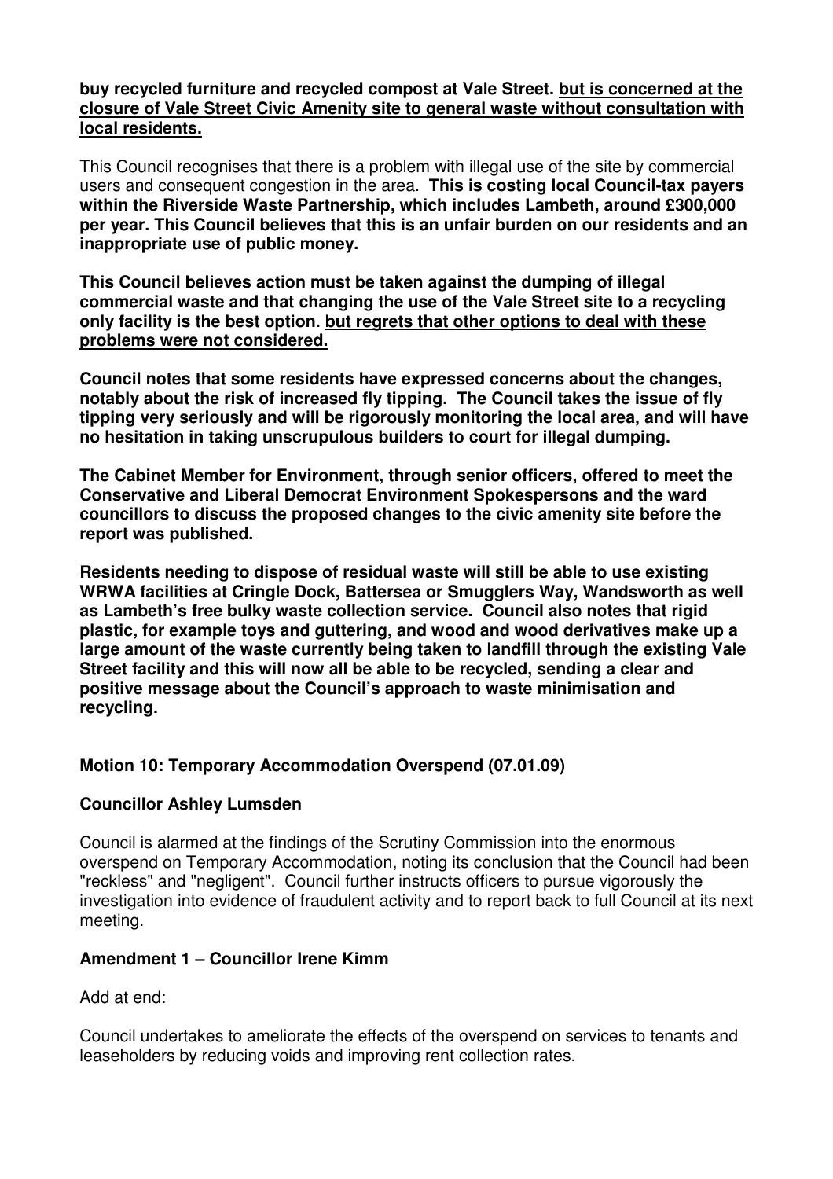**buy recycled furniture and recycled compost at Vale Street. <u>but is concerned at the closure of Vale Street Civic Amenity site to general waste without consultation with local residents.</u>**

This Council recognises that there is a problem with illegal use of the site by commercial users and consequent congestion in the area. **This is costing local Council-tax payers within the Riverside Waste Partnership, which includes Lambeth, around £300,000 per year. This Council believes that this is an unfair burden on our residents and an inappropriate use of public money.**

**This Council believes action must be taken against the dumping of illegal commercial waste and that changing the use of the Vale Street site to a recycling only facility is the best option. <u>but regrets that other options to deal with these problems were not considered.</u>**

**Council notes that some residents have expressed concerns about the changes, notably about the risk of increased fly tipping. The Council takes the issue of fly tipping very seriously and will be rigorously monitoring the local area, and will have no hesitation in taking unscrupulous builders to court for illegal dumping.**

**The Cabinet Member for Environment, through senior officers, offered to meet the Conservative and Liberal Democrat Environment Spokespersons and the ward councillors to discuss the proposed changes to the civic amenity site before the report was published.**

**Residents needing to dispose of residual waste will still be able to use existing WRWA facilities at Cringle Dock, Battersea or Smugglers Way, Wandsworth as well as Lambeth's free bulky waste collection service. Council also notes that rigid plastic, for example toys and guttering, and wood and wood derivatives make up a large amount of the waste currently being taken to landfill through the existing Vale Street facility and this will now all be able to be recycled, sending a clear and positive message about the Council's approach to waste minimisation and recycling.**

### Motion 10: Temporary Accommodation Overspend (07.01.09)

**Councillor Ashley Lumsden**

Council is alarmed at the findings of the Scrutiny Commission into the enormous overspend on Temporary Accommodation, noting its conclusion that the Council had been "reckless" and "negligent". Council further instructs officers to pursue vigorously the investigation into evidence of fraudulent activity and to report back to full Council at its next meeting.

**Amendment 1 – Councillor Irene Kimm**

Add at end:

Council undertakes to ameliorate the effects of the overspend on services to tenants and leaseholders by reducing voids and improving rent collection rates.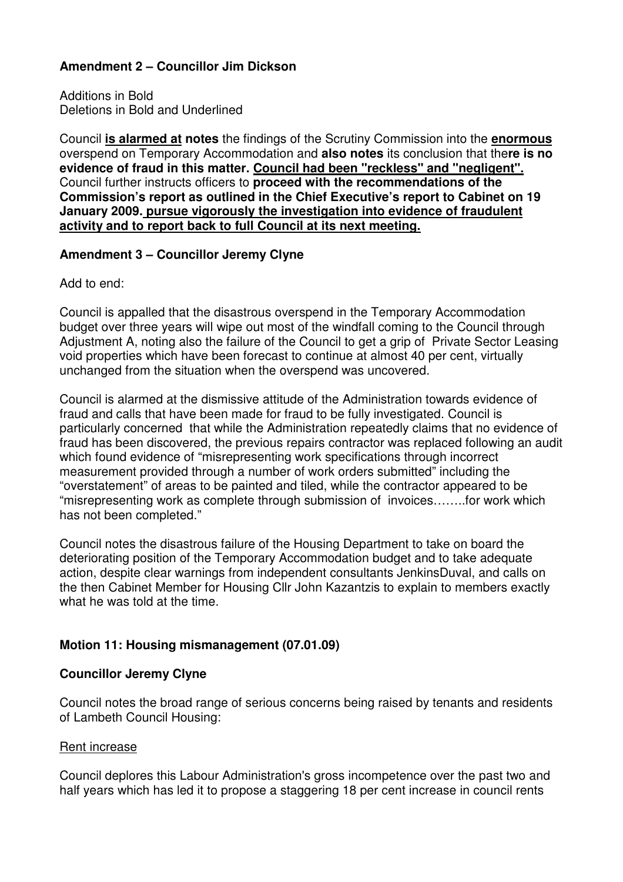**Amendment 2 – Councillor Jim Dickson**

Additions in Bold
Deletions in Bold and Underlined

Council **<u>is alarmed at</u> notes** the findings of the Scrutiny Commission into the **<u>enormous</u>** overspend on Temporary Accommodation and **also notes** its conclusion that the**re is no evidence of fraud in this matter. <u>Council had been "reckless" and "negligent".</u>** Council further instructs officers to **proceed with the recommendations of the Commission's report as outlined in the Chief Executive's report to Cabinet on 19 January 2009. <u>pursue vigorously the investigation into evidence of fraudulent activity and to report back to full Council at its next meeting.</u>**

**Amendment 3 – Councillor Jeremy Clyne**

Add to end:

Council is appalled that the disastrous overspend in the Temporary Accommodation budget over three years will wipe out most of the windfall coming to the Council through Adjustment A, noting also the failure of the Council to get a grip of Private Sector Leasing void properties which have been forecast to continue at almost 40 per cent, virtually unchanged from the situation when the overspend was uncovered.

Council is alarmed at the dismissive attitude of the Administration towards evidence of fraud and calls that have been made for fraud to be fully investigated. Council is particularly concerned that while the Administration repeatedly claims that no evidence of fraud has been discovered, the previous repairs contractor was replaced following an audit which found evidence of "misrepresenting work specifications through incorrect measurement provided through a number of work orders submitted" including the "overstatement" of areas to be painted and tiled, while the contractor appeared to be "misrepresenting work as complete through submission of invoices……..for work which has not been completed."

Council notes the disastrous failure of the Housing Department to take on board the deteriorating position of the Temporary Accommodation budget and to take adequate action, despite clear warnings from independent consultants JenkinsDuval, and calls on the then Cabinet Member for Housing Cllr John Kazantzis to explain to members exactly what he was told at the time.

**Motion 11: Housing mismanagement (07.01.09)**

**Councillor Jeremy Clyne**

Council notes the broad range of serious concerns being raised by tenants and residents of Lambeth Council Housing:

<u>Rent increase</u>

Council deplores this Labour Administration's gross incompetence over the past two and half years which has led it to propose a staggering 18 per cent increase in council rents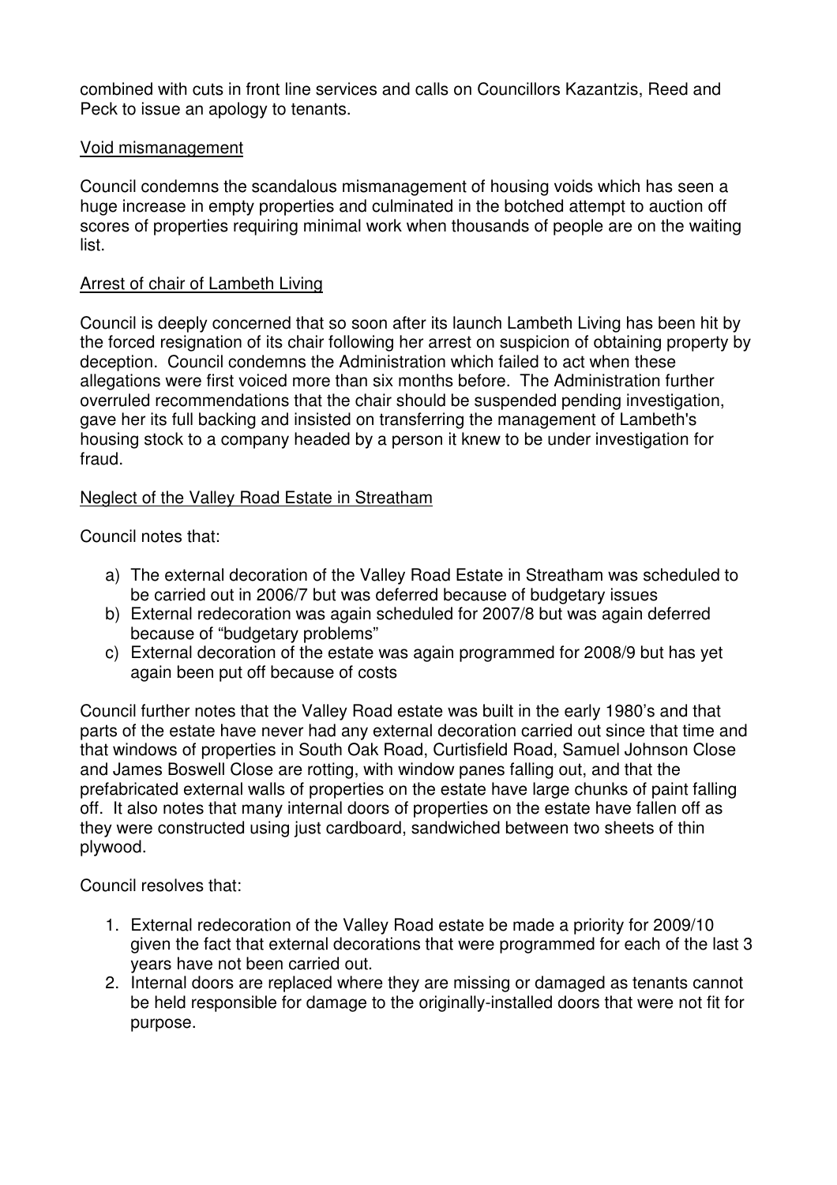combined with cuts in front line services and calls on Councillors Kazantzis, Reed and Peck to issue an apology to tenants.

<u>Void mismanagement</u>

Council condemns the scandalous mismanagement of housing voids which has seen a huge increase in empty properties and culminated in the botched attempt to auction off scores of properties requiring minimal work when thousands of people are on the waiting list.

<u>Arrest of chair of Lambeth Living</u>

Council is deeply concerned that so soon after its launch Lambeth Living has been hit by the forced resignation of its chair following her arrest on suspicion of obtaining property by deception. Council condemns the Administration which failed to act when these allegations were first voiced more than six months before. The Administration further overruled recommendations that the chair should be suspended pending investigation, gave her its full backing and insisted on transferring the management of Lambeth's housing stock to a company headed by a person it knew to be under investigation for fraud.

<u>Neglect of the Valley Road Estate in Streatham</u>

Council notes that:

a) The external decoration of the Valley Road Estate in Streatham was scheduled to be carried out in 2006/7 but was deferred because of budgetary issues
b) External redecoration was again scheduled for 2007/8 but was again deferred because of "budgetary problems"
c) External decoration of the estate was again programmed for 2008/9 but has yet again been put off because of costs

Council further notes that the Valley Road estate was built in the early 1980's and that parts of the estate have never had any external decoration carried out since that time and that windows of properties in South Oak Road, Curtisfield Road, Samuel Johnson Close and James Boswell Close are rotting, with window panes falling out, and that the prefabricated external walls of properties on the estate have large chunks of paint falling off. It also notes that many internal doors of properties on the estate have fallen off as they were constructed using just cardboard, sandwiched between two sheets of thin plywood.

Council resolves that:

1. External redecoration of the Valley Road estate be made a priority for 2009/10 given the fact that external decorations that were programmed for each of the last 3 years have not been carried out.
2. Internal doors are replaced where they are missing or damaged as tenants cannot be held responsible for damage to the originally-installed doors that were not fit for purpose.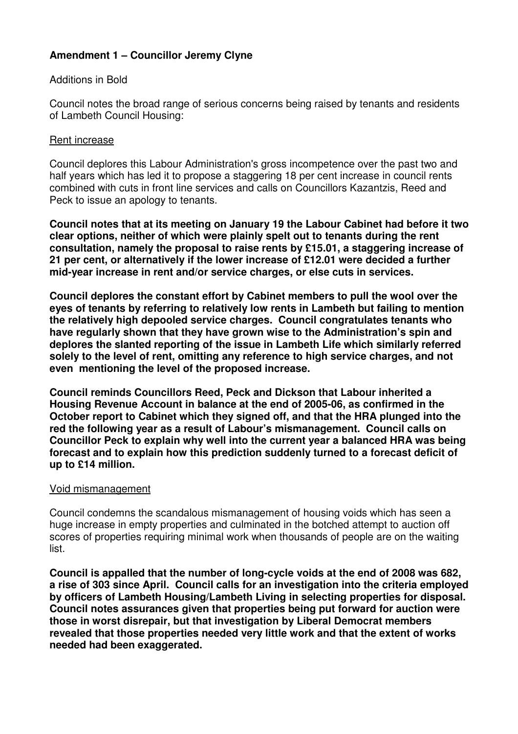**Amendment 1 – Councillor Jeremy Clyne**

Additions in Bold

Council notes the broad range of serious concerns being raised by tenants and residents of Lambeth Council Housing:

<u>Rent increase</u>

Council deplores this Labour Administration's gross incompetence over the past two and half years which has led it to propose a staggering 18 per cent increase in council rents combined with cuts in front line services and calls on Councillors Kazantzis, Reed and Peck to issue an apology to tenants.

**Council notes that at its meeting on January 19 the Labour Cabinet had before it two clear options, neither of which were plainly spelt out to tenants during the rent consultation, namely the proposal to raise rents by £15.01, a staggering increase of 21 per cent, or alternatively if the lower increase of £12.01 were decided a further mid-year increase in rent and/or service charges, or else cuts in services.**

**Council deplores the constant effort by Cabinet members to pull the wool over the eyes of tenants by referring to relatively low rents in Lambeth but failing to mention the relatively high depooled service charges. Council congratulates tenants who have regularly shown that they have grown wise to the Administration's spin and deplores the slanted reporting of the issue in Lambeth Life which similarly referred solely to the level of rent, omitting any reference to high service charges, and not even mentioning the level of the proposed increase.**

**Council reminds Councillors Reed, Peck and Dickson that Labour inherited a Housing Revenue Account in balance at the end of 2005-06, as confirmed in the October report to Cabinet which they signed off, and that the HRA plunged into the red the following year as a result of Labour's mismanagement. Council calls on Councillor Peck to explain why well into the current year a balanced HRA was being forecast and to explain how this prediction suddenly turned to a forecast deficit of up to £14 million.**

<u>Void mismanagement</u>

Council condemns the scandalous mismanagement of housing voids which has seen a huge increase in empty properties and culminated in the botched attempt to auction off scores of properties requiring minimal work when thousands of people are on the waiting list.

**Council is appalled that the number of long-cycle voids at the end of 2008 was 682, a rise of 303 since April. Council calls for an investigation into the criteria employed by officers of Lambeth Housing/Lambeth Living in selecting properties for disposal. Council notes assurances given that properties being put forward for auction were those in worst disrepair, but that investigation by Liberal Democrat members revealed that those properties needed very little work and that the extent of works needed had been exaggerated.**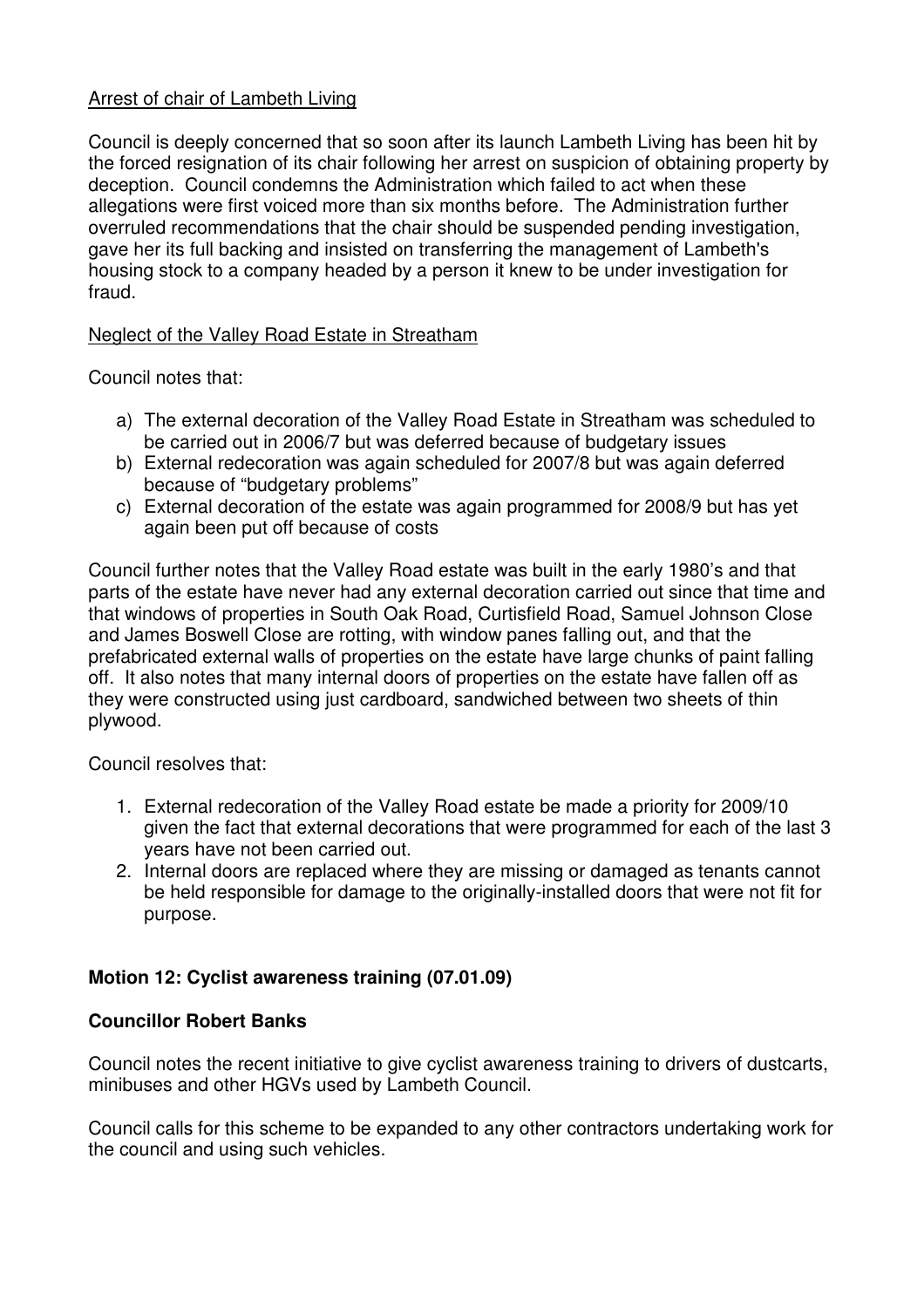Arrest of chair of Lambeth Living

Council is deeply concerned that so soon after its launch Lambeth Living has been hit by the forced resignation of its chair following her arrest on suspicion of obtaining property by deception. Council condemns the Administration which failed to act when these allegations were first voiced more than six months before. The Administration further overruled recommendations that the chair should be suspended pending investigation, gave her its full backing and insisted on transferring the management of Lambeth's housing stock to a company headed by a person it knew to be under investigation for fraud.

Neglect of the Valley Road Estate in Streatham

Council notes that:

a) The external decoration of the Valley Road Estate in Streatham was scheduled to be carried out in 2006/7 but was deferred because of budgetary issues
b) External redecoration was again scheduled for 2007/8 but was again deferred because of "budgetary problems"
c) External decoration of the estate was again programmed for 2008/9 but has yet again been put off because of costs

Council further notes that the Valley Road estate was built in the early 1980's and that parts of the estate have never had any external decoration carried out since that time and that windows of properties in South Oak Road, Curtisfield Road, Samuel Johnson Close and James Boswell Close are rotting, with window panes falling out, and that the prefabricated external walls of properties on the estate have large chunks of paint falling off. It also notes that many internal doors of properties on the estate have fallen off as they were constructed using just cardboard, sandwiched between two sheets of thin plywood.

Council resolves that:

1. External redecoration of the Valley Road estate be made a priority for 2009/10 given the fact that external decorations that were programmed for each of the last 3 years have not been carried out.
2. Internal doors are replaced where they are missing or damaged as tenants cannot be held responsible for damage to the originally-installed doors that were not fit for purpose.

**Motion 12: Cyclist awareness training (07.01.09)**

**Councillor Robert Banks**

Council notes the recent initiative to give cyclist awareness training to drivers of dustcarts, minibuses and other HGVs used by Lambeth Council.

Council calls for this scheme to be expanded to any other contractors undertaking work for the council and using such vehicles.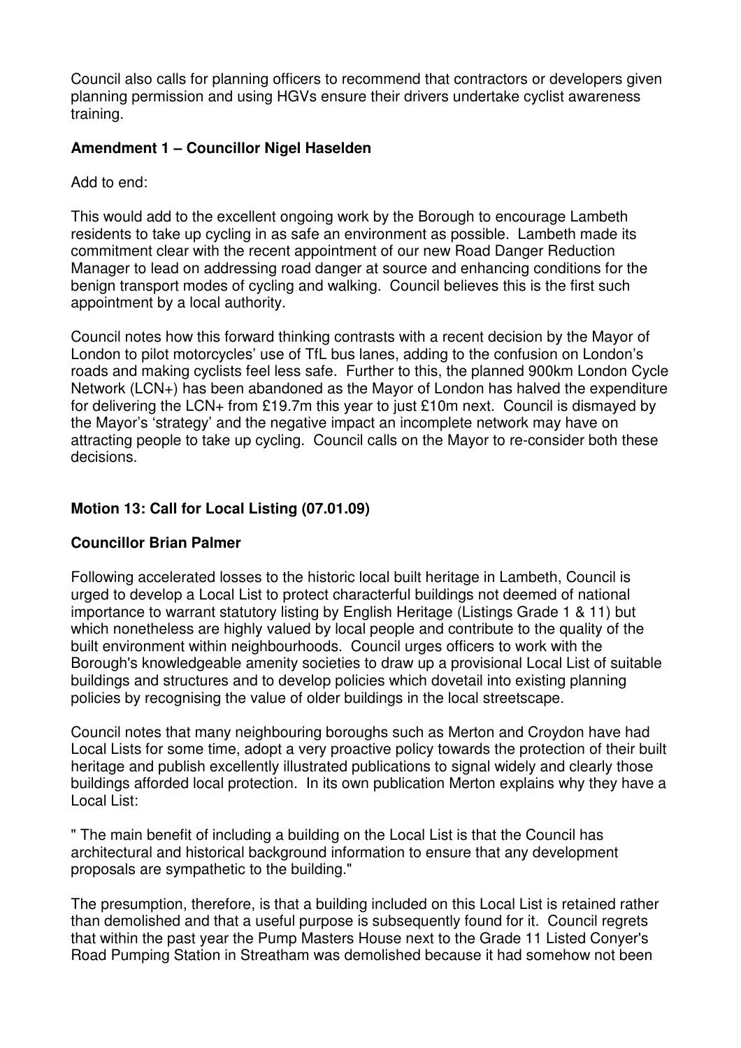Council also calls for planning officers to recommend that contractors or developers given planning permission and using HGVs ensure their drivers undertake cyclist awareness training.

**Amendment 1 – Councillor Nigel Haselden**

Add to end:

This would add to the excellent ongoing work by the Borough to encourage Lambeth residents to take up cycling in as safe an environment as possible. Lambeth made its commitment clear with the recent appointment of our new Road Danger Reduction Manager to lead on addressing road danger at source and enhancing conditions for the benign transport modes of cycling and walking. Council believes this is the first such appointment by a local authority.

Council notes how this forward thinking contrasts with a recent decision by the Mayor of London to pilot motorcycles' use of TfL bus lanes, adding to the confusion on London's roads and making cyclists feel less safe. Further to this, the planned 900km London Cycle Network (LCN+) has been abandoned as the Mayor of London has halved the expenditure for delivering the LCN+ from £19.7m this year to just £10m next. Council is dismayed by the Mayor's 'strategy' and the negative impact an incomplete network may have on attracting people to take up cycling. Council calls on the Mayor to re-consider both these decisions.

**Motion 13: Call for Local Listing (07.01.09)**

**Councillor Brian Palmer**

Following accelerated losses to the historic local built heritage in Lambeth, Council is urged to develop a Local List to protect characterful buildings not deemed of national importance to warrant statutory listing by English Heritage (Listings Grade 1 & 11) but which nonetheless are highly valued by local people and contribute to the quality of the built environment within neighbourhoods. Council urges officers to work with the Borough's knowledgeable amenity societies to draw up a provisional Local List of suitable buildings and structures and to develop policies which dovetail into existing planning policies by recognising the value of older buildings in the local streetscape.

Council notes that many neighbouring boroughs such as Merton and Croydon have had Local Lists for some time, adopt a very proactive policy towards the protection of their built heritage and publish excellently illustrated publications to signal widely and clearly those buildings afforded local protection. In its own publication Merton explains why they have a Local List:

" The main benefit of including a building on the Local List is that the Council has architectural and historical background information to ensure that any development proposals are sympathetic to the building."

The presumption, therefore, is that a building included on this Local List is retained rather than demolished and that a useful purpose is subsequently found for it. Council regrets that within the past year the Pump Masters House next to the Grade 11 Listed Conyer's Road Pumping Station in Streatham was demolished because it had somehow not been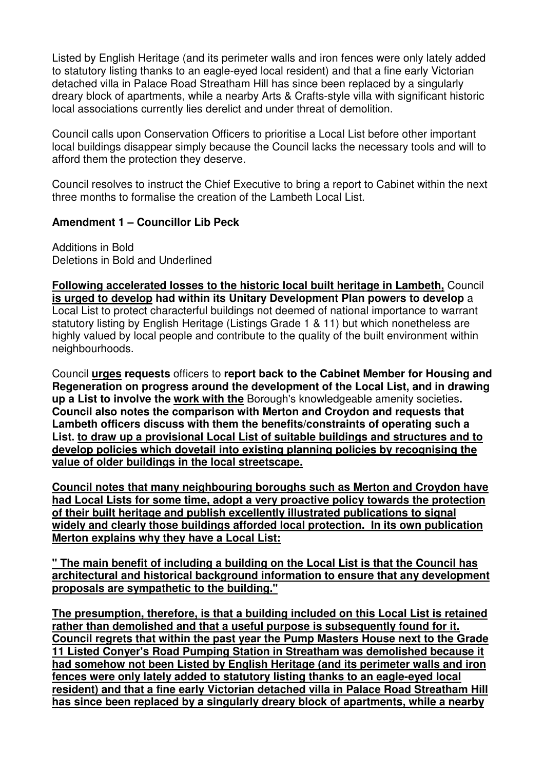Listed by English Heritage (and its perimeter walls and iron fences were only lately added to statutory listing thanks to an eagle-eyed local resident) and that a fine early Victorian detached villa in Palace Road Streatham Hill has since been replaced by a singularly dreary block of apartments, while a nearby Arts & Crafts-style villa with significant historic local associations currently lies derelict and under threat of demolition.

Council calls upon Conservation Officers to prioritise a Local List before other important local buildings disappear simply because the Council lacks the necessary tools and will to afford them the protection they deserve.

Council resolves to instruct the Chief Executive to bring a report to Cabinet within the next three months to formalise the creation of the Lambeth Local List.

**Amendment 1 – Councillor Lib Peck**

Additions in Bold
Deletions in Bold and Underlined

<u>**Following accelerated losses to the historic local built heritage in Lambeth,**</u> Council <u>**is urged to develop**</u> **had within its Unitary Development Plan powers to develop** a Local List to protect characterful buildings not deemed of national importance to warrant statutory listing by English Heritage (Listings Grade 1 & 11) but which nonetheless are highly valued by local people and contribute to the quality of the built environment within neighbourhoods.

Council <u>**urges**</u> **requests** officers to **report back to the Cabinet Member for Housing and Regeneration on progress around the development of the Local List, and in drawing up a List to involve the** <u>**work with the**</u> Borough's knowledgeable amenity societies**. Council also notes the comparison with Merton and Croydon and requests that Lambeth officers discuss with them the benefits/constraints of operating such a List.** <u>**to draw up a provisional Local List of suitable buildings and structures and to develop policies which dovetail into existing planning policies by recognising the value of older buildings in the local streetscape.**</u>

<u>**Council notes that many neighbouring boroughs such as Merton and Croydon have had Local Lists for some time, adopt a very proactive policy towards the protection of their built heritage and publish excellently illustrated publications to signal widely and clearly those buildings afforded local protection. In its own publication Merton explains why they have a Local List:**</u>

<u>**" The main benefit of including a building on the Local List is that the Council has architectural and historical background information to ensure that any development proposals are sympathetic to the building."**</u>

<u>**The presumption, therefore, is that a building included on this Local List is retained rather than demolished and that a useful purpose is subsequently found for it. Council regrets that within the past year the Pump Masters House next to the Grade 11 Listed Conyer's Road Pumping Station in Streatham was demolished because it had somehow not been Listed by English Heritage (and its perimeter walls and iron fences were only lately added to statutory listing thanks to an eagle-eyed local resident) and that a fine early Victorian detached villa in Palace Road Streatham Hill has since been replaced by a singularly dreary block of apartments, while a nearby**</u>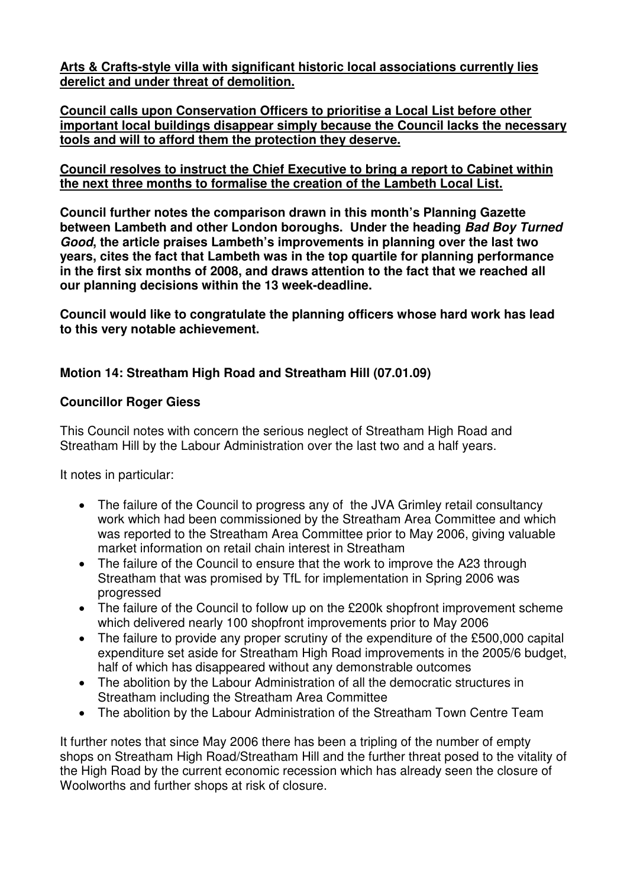**<u>Arts & Crafts-style villa with significant historic local associations currently lies derelict and under threat of demolition.</u>**

**<u>Council calls upon Conservation Officers to prioritise a Local List before other important local buildings disappear simply because the Council lacks the necessary tools and will to afford them the protection they deserve.</u>**

**<u>Council resolves to instruct the Chief Executive to bring a report to Cabinet within the next three months to formalise the creation of the Lambeth Local List.</u>**

**Council further notes the comparison drawn in this month's Planning Gazette between Lambeth and other London boroughs. Under the heading *Bad Boy Turned Good*, the article praises Lambeth's improvements in planning over the last two years, cites the fact that Lambeth was in the top quartile for planning performance in the first six months of 2008, and draws attention to the fact that we reached all our planning decisions within the 13 week-deadline.**

**Council would like to congratulate the planning officers whose hard work has lead to this very notable achievement.**

### Motion 14: Streatham High Road and Streatham Hill (07.01.09)

**Councillor Roger Giess**

This Council notes with concern the serious neglect of Streatham High Road and Streatham Hill by the Labour Administration over the last two and a half years.

It notes in particular:

- The failure of the Council to progress any of the JVA Grimley retail consultancy work which had been commissioned by the Streatham Area Committee and which was reported to the Streatham Area Committee prior to May 2006, giving valuable market information on retail chain interest in Streatham
- The failure of the Council to ensure that the work to improve the A23 through Streatham that was promised by TfL for implementation in Spring 2006 was progressed
- The failure of the Council to follow up on the £200k shopfront improvement scheme which delivered nearly 100 shopfront improvements prior to May 2006
- The failure to provide any proper scrutiny of the expenditure of the £500,000 capital expenditure set aside for Streatham High Road improvements in the 2005/6 budget, half of which has disappeared without any demonstrable outcomes
- The abolition by the Labour Administration of all the democratic structures in Streatham including the Streatham Area Committee
- The abolition by the Labour Administration of the Streatham Town Centre Team

It further notes that since May 2006 there has been a tripling of the number of empty shops on Streatham High Road/Streatham Hill and the further threat posed to the vitality of the High Road by the current economic recession which has already seen the closure of Woolworths and further shops at risk of closure.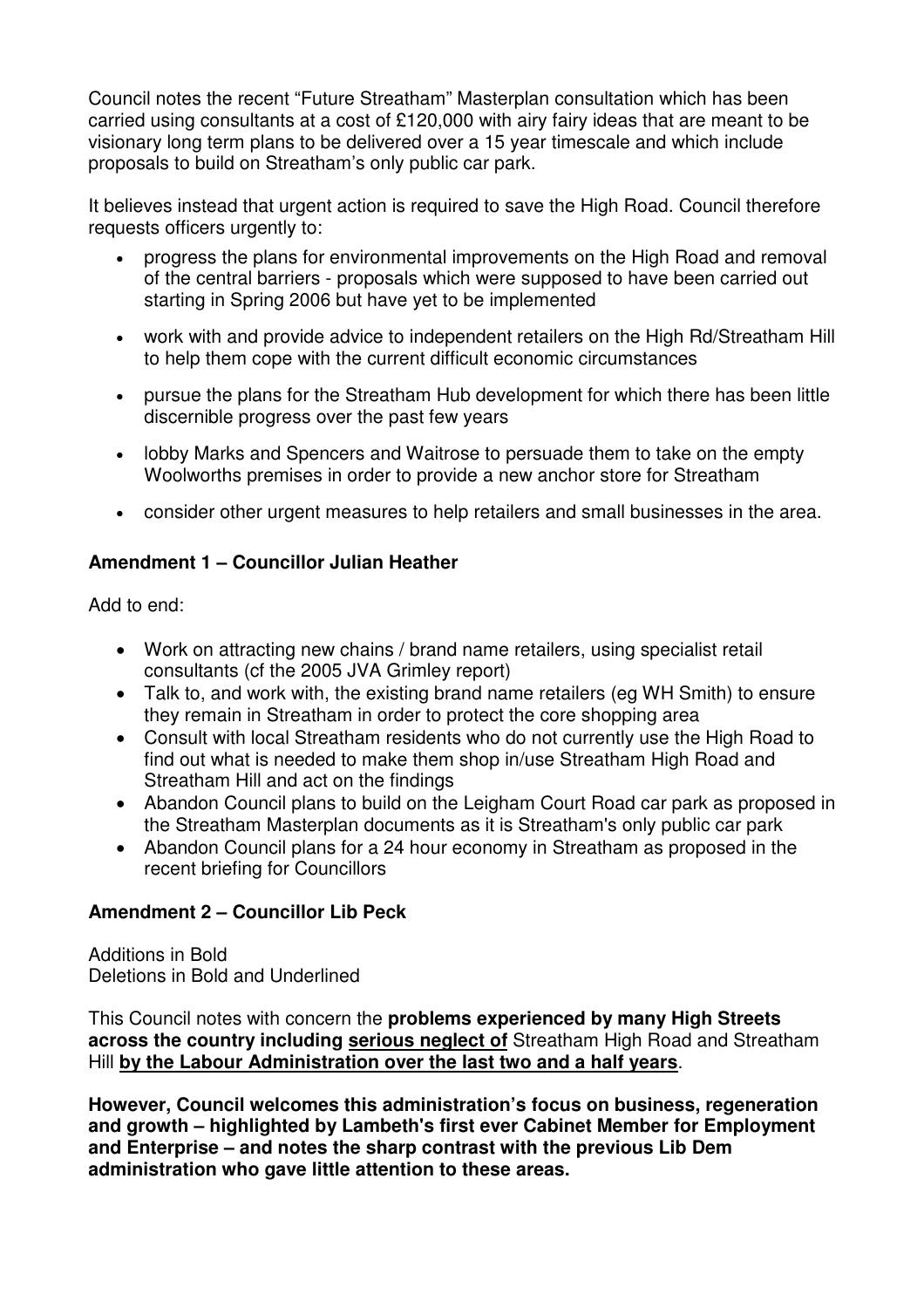Council notes the recent "Future Streatham" Masterplan consultation which has been carried using consultants at a cost of £120,000 with airy fairy ideas that are meant to be visionary long term plans to be delivered over a 15 year timescale and which include proposals to build on Streatham's only public car park.

It believes instead that urgent action is required to save the High Road. Council therefore requests officers urgently to:

- progress the plans for environmental improvements on the High Road and removal of the central barriers - proposals which were supposed to have been carried out starting in Spring 2006 but have yet to be implemented
- work with and provide advice to independent retailers on the High Rd/Streatham Hill to help them cope with the current difficult economic circumstances
- pursue the plans for the Streatham Hub development for which there has been little discernible progress over the past few years
- lobby Marks and Spencers and Waitrose to persuade them to take on the empty Woolworths premises in order to provide a new anchor store for Streatham
- consider other urgent measures to help retailers and small businesses in the area.

**Amendment 1 – Councillor Julian Heather**

Add to end:

- Work on attracting new chains / brand name retailers, using specialist retail consultants (cf the 2005 JVA Grimley report)
- Talk to, and work with, the existing brand name retailers (eg WH Smith) to ensure they remain in Streatham in order to protect the core shopping area
- Consult with local Streatham residents who do not currently use the High Road to find out what is needed to make them shop in/use Streatham High Road and Streatham Hill and act on the findings
- Abandon Council plans to build on the Leigham Court Road car park as proposed in the Streatham Masterplan documents as it is Streatham's only public car park
- Abandon Council plans for a 24 hour economy in Streatham as proposed in the recent briefing for Councillors

**Amendment 2 – Councillor Lib Peck**

Additions in Bold
Deletions in Bold and Underlined

This Council notes with concern the **problems experienced by many High Streets across the country including <u>serious neglect of</u>** Streatham High Road and Streatham Hill **<u>by the Labour Administration over the last two and a half years</u>**.

**However, Council welcomes this administration's focus on business, regeneration and growth – highlighted by Lambeth's first ever Cabinet Member for Employment and Enterprise – and notes the sharp contrast with the previous Lib Dem administration who gave little attention to these areas.**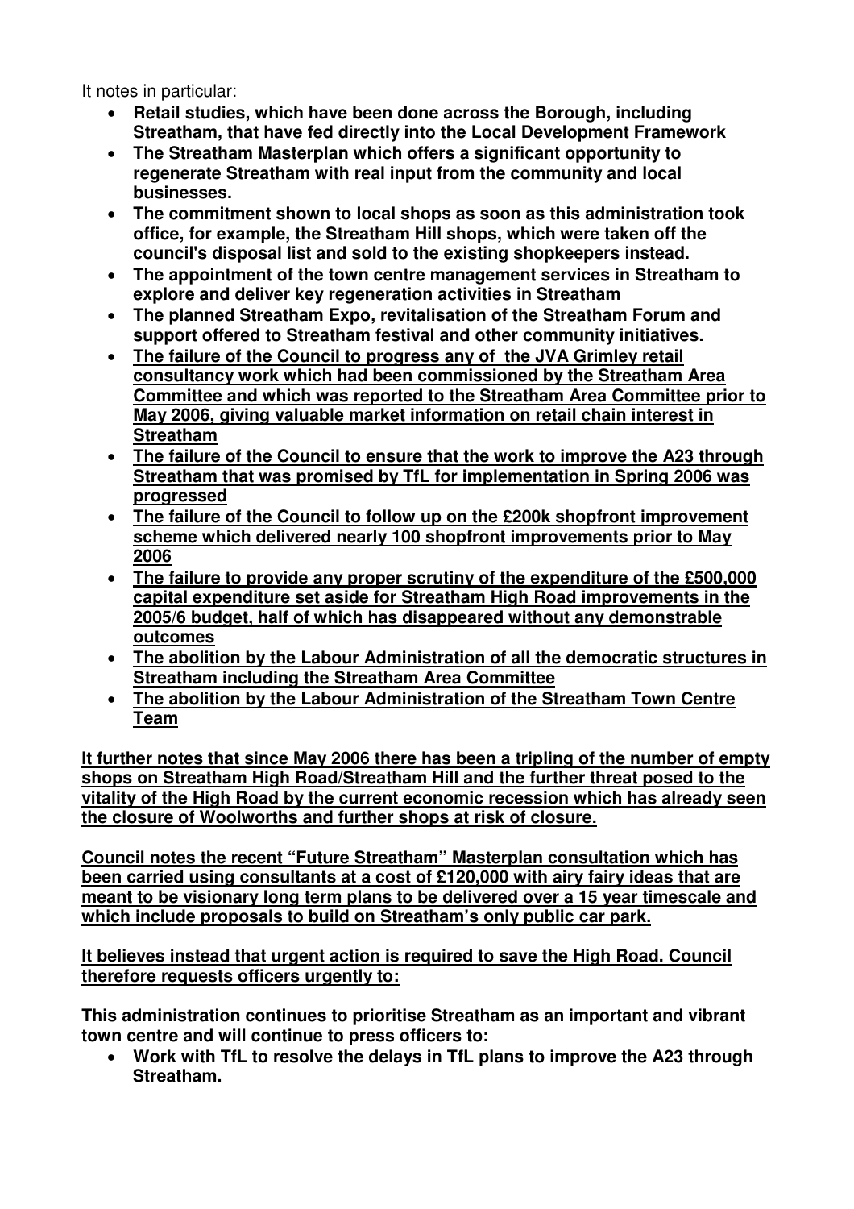It notes in particular:

- **Retail studies, which have been done across the Borough, including Streatham, that have fed directly into the Local Development Framework**
- **The Streatham Masterplan which offers a significant opportunity to regenerate Streatham with real input from the community and local businesses.**
- **The commitment shown to local shops as soon as this administration took office, for example, the Streatham Hill shops, which were taken off the council's disposal list and sold to the existing shopkeepers instead.**
- **The appointment of the town centre management services in Streatham to explore and deliver key regeneration activities in Streatham**
- **The planned Streatham Expo, revitalisation of the Streatham Forum and support offered to Streatham festival and other community initiatives.**
- **<u>The failure of the Council to progress any of the JVA Grimley retail consultancy work which had been commissioned by the Streatham Area Committee and which was reported to the Streatham Area Committee prior to May 2006, giving valuable market information on retail chain interest in Streatham</u>**
- **<u>The failure of the Council to ensure that the work to improve the A23 through Streatham that was promised by TfL for implementation in Spring 2006 was progressed</u>**
- **<u>The failure of the Council to follow up on the £200k shopfront improvement scheme which delivered nearly 100 shopfront improvements prior to May 2006</u>**
- **<u>The failure to provide any proper scrutiny of the expenditure of the £500,000 capital expenditure set aside for Streatham High Road improvements in the 2005/6 budget, half of which has disappeared without any demonstrable outcomes</u>**
- **<u>The abolition by the Labour Administration of all the democratic structures in Streatham including the Streatham Area Committee</u>**
- **<u>The abolition by the Labour Administration of the Streatham Town Centre Team</u>**

**<u>It further notes that since May 2006 there has been a tripling of the number of empty shops on Streatham High Road/Streatham Hill and the further threat posed to the vitality of the High Road by the current economic recession which has already seen the closure of Woolworths and further shops at risk of closure.</u>**

**<u>Council notes the recent "Future Streatham" Masterplan consultation which has been carried using consultants at a cost of £120,000 with airy fairy ideas that are meant to be visionary long term plans to be delivered over a 15 year timescale and which include proposals to build on Streatham's only public car park.</u>**

**<u>It believes instead that urgent action is required to save the High Road. Council therefore requests officers urgently to:</u>**

**This administration continues to prioritise Streatham as an important and vibrant town centre and will continue to press officers to:**

- **Work with TfL to resolve the delays in TfL plans to improve the A23 through Streatham.**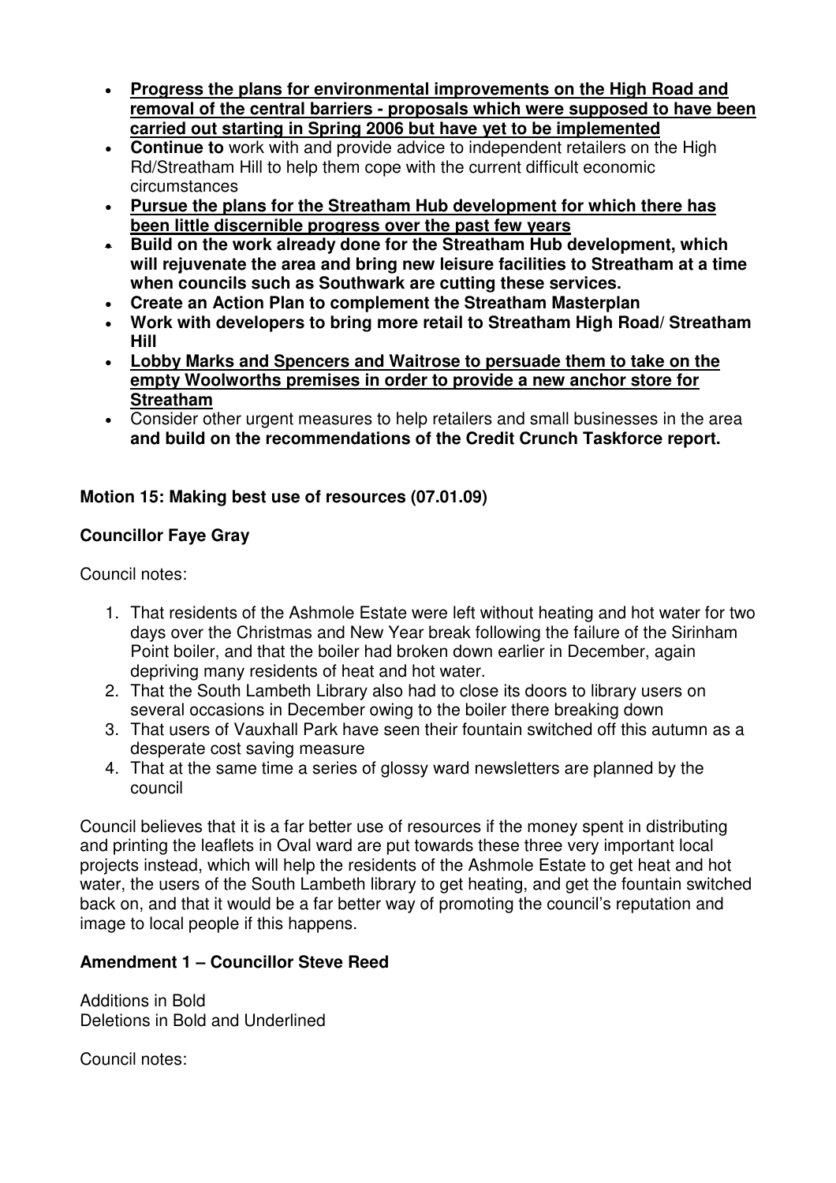- **<u>Progress the plans for environmental improvements on the High Road and removal of the central barriers - proposals which were supposed to have been carried out starting in Spring 2006 but have yet to be implemented</u>**
- **Continue to** work with and provide advice to independent retailers on the High Rd/Streatham Hill to help them cope with the current difficult economic circumstances
- **<u>Pursue the plans for the Streatham Hub development for which there has been little discernible progress over the past few years</u>**
- **Build on the work already done for the Streatham Hub development, which will rejuvenate the area and bring new leisure facilities to Streatham at a time when councils such as Southwark are cutting these services.**
- **Create an Action Plan to complement the Streatham Masterplan**
- **Work with developers to bring more retail to Streatham High Road/ Streatham Hill**
- **<u>Lobby Marks and Spencers and Waitrose to persuade them to take on the empty Woolworths premises in order to provide a new anchor store for Streatham</u>**
- Consider other urgent measures to help retailers and small businesses in the area **and build on the recommendations of the Credit Crunch Taskforce report.**

**Motion 15: Making best use of resources (07.01.09)**

**Councillor Faye Gray**

Council notes:

1. That residents of the Ashmole Estate were left without heating and hot water for two days over the Christmas and New Year break following the failure of the Sirinham Point boiler, and that the boiler had broken down earlier in December, again depriving many residents of heat and hot water.
2. That the South Lambeth Library also had to close its doors to library users on several occasions in December owing to the boiler there breaking down
3. That users of Vauxhall Park have seen their fountain switched off this autumn as a desperate cost saving measure
4. That at the same time a series of glossy ward newsletters are planned by the council

Council believes that it is a far better use of resources if the money spent in distributing and printing the leaflets in Oval ward are put towards these three very important local projects instead, which will help the residents of the Ashmole Estate to get heat and hot water, the users of the South Lambeth library to get heating, and get the fountain switched back on, and that it would be a far better way of promoting the council's reputation and image to local people if this happens.

**Amendment 1 – Councillor Steve Reed**

Additions in Bold
Deletions in Bold and Underlined

Council notes: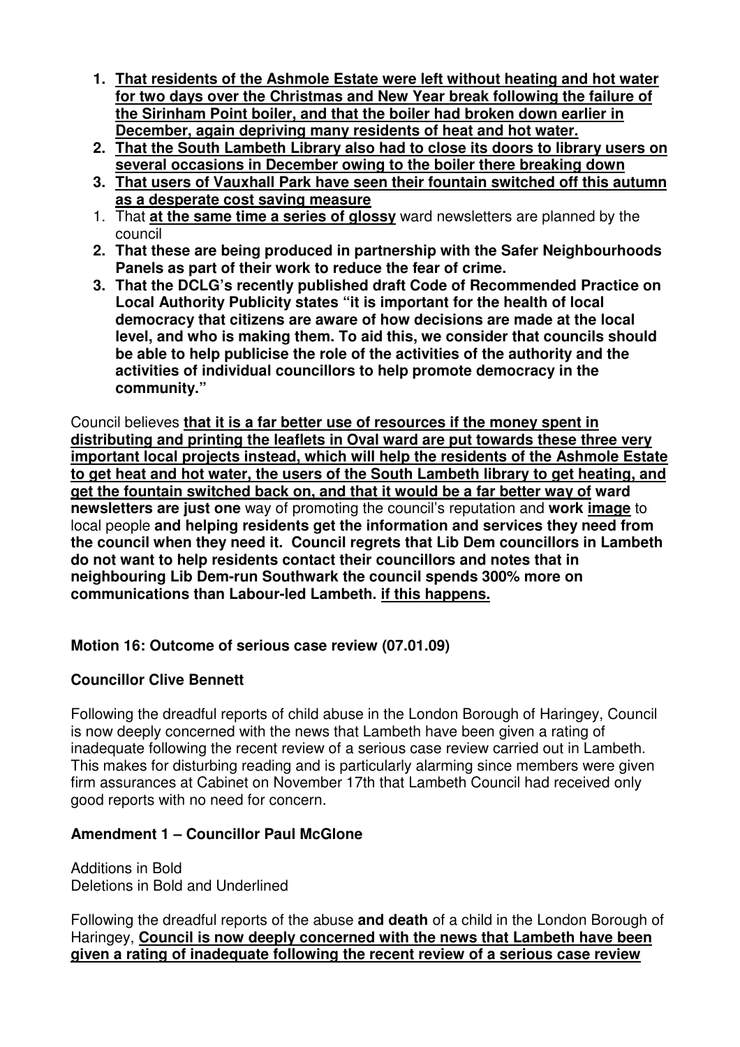1. **<u>That residents of the Ashmole Estate were left without heating and hot water for two days over the Christmas and New Year break following the failure of the Sirinham Point boiler, and that the boiler had broken down earlier in December, again depriving many residents of heat and hot water.</u>**
2. **<u>That the South Lambeth Library also had to close its doors to library users on several occasions in December owing to the boiler there breaking down</u>**
3. **<u>That users of Vauxhall Park have seen their fountain switched off this autumn as a desperate cost saving measure</u>**

1. That **<u>at the same time a series of glossy</u>** ward newsletters are planned by the council
2. **That these are being produced in partnership with the Safer Neighbourhoods Panels as part of their work to reduce the fear of crime.**
3. **That the DCLG's recently published draft Code of Recommended Practice on Local Authority Publicity states "it is important for the health of local democracy that citizens are aware of how decisions are made at the local level, and who is making them. To aid this, we consider that councils should be able to help publicise the role of the activities of the authority and the activities of individual councillors to help promote democracy in the community."**

Council believes **<u>that it is a far better use of resources if the money spent in distributing and printing the leaflets in Oval ward are put towards these three very important local projects instead, which will help the residents of the Ashmole Estate to get heat and hot water, the users of the South Lambeth library to get heating, and get the fountain switched back on, and that it would be a far better way of</u> ward newsletters are just one** way of promoting the council's reputation and **work <u>image</u>** to local people **and helping residents get the information and services they need from the council when they need it. Council regrets that Lib Dem councillors in Lambeth do not want to help residents contact their councillors and notes that in neighbouring Lib Dem-run Southwark the council spends 300% more on communications than Labour-led Lambeth. <u>if this happens.</u>**

**Motion 16: Outcome of serious case review (07.01.09)**

**Councillor Clive Bennett**

Following the dreadful reports of child abuse in the London Borough of Haringey, Council is now deeply concerned with the news that Lambeth have been given a rating of inadequate following the recent review of a serious case review carried out in Lambeth. This makes for disturbing reading and is particularly alarming since members were given firm assurances at Cabinet on November 17th that Lambeth Council had received only good reports with no need for concern.

**Amendment 1 – Councillor Paul McGlone**

Additions in Bold
Deletions in Bold and Underlined

Following the dreadful reports of the abuse **and death** of a child in the London Borough of Haringey, **<u>Council is now deeply concerned with the news that Lambeth have been given a rating of inadequate following the recent review of a serious case review</u>**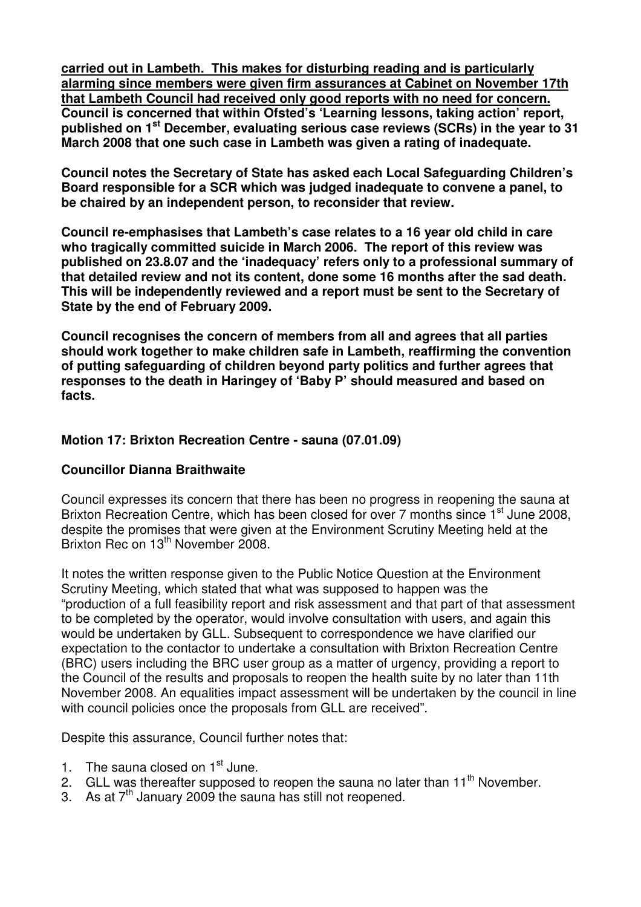**carried out in Lambeth. This makes for disturbing reading and is particularly alarming since members were given firm assurances at Cabinet on November 17th that Lambeth Council had received only good reports with no need for concern.** **Council is concerned that within Ofsted's 'Learning lessons, taking action' report, published on 1st December, evaluating serious case reviews (SCRs) in the year to 31 March 2008 that one such case in Lambeth was given a rating of inadequate.**

**Council notes the Secretary of State has asked each Local Safeguarding Children's Board responsible for a SCR which was judged inadequate to convene a panel, to be chaired by an independent person, to reconsider that review.**

**Council re-emphasises that Lambeth's case relates to a 16 year old child in care who tragically committed suicide in March 2006. The report of this review was published on 23.8.07 and the 'inadequacy' refers only to a professional summary of that detailed review and not its content, done some 16 months after the sad death. This will be independently reviewed and a report must be sent to the Secretary of State by the end of February 2009.**

**Council recognises the concern of members from all and agrees that all parties should work together to make children safe in Lambeth, reaffirming the convention of putting safeguarding of children beyond party politics and further agrees that responses to the death in Haringey of 'Baby P' should measured and based on facts.**

**Motion 17: Brixton Recreation Centre - sauna (07.01.09)**

**Councillor Dianna Braithwaite**

Council expresses its concern that there has been no progress in reopening the sauna at Brixton Recreation Centre, which has been closed for over 7 months since 1st June 2008, despite the promises that were given at the Environment Scrutiny Meeting held at the Brixton Rec on 13th November 2008.

It notes the written response given to the Public Notice Question at the Environment Scrutiny Meeting, which stated that what was supposed to happen was the "production of a full feasibility report and risk assessment and that part of that assessment to be completed by the operator, would involve consultation with users, and again this would be undertaken by GLL. Subsequent to correspondence we have clarified our expectation to the contactor to undertake a consultation with Brixton Recreation Centre (BRC) users including the BRC user group as a matter of urgency, providing a report to the Council of the results and proposals to reopen the health suite by no later than 11th November 2008. An equalities impact assessment will be undertaken by the council in line with council policies once the proposals from GLL are received".

Despite this assurance, Council further notes that:

1. The sauna closed on 1st June.
2. GLL was thereafter supposed to reopen the sauna no later than 11th November.
3. As at 7th January 2009 the sauna has still not reopened.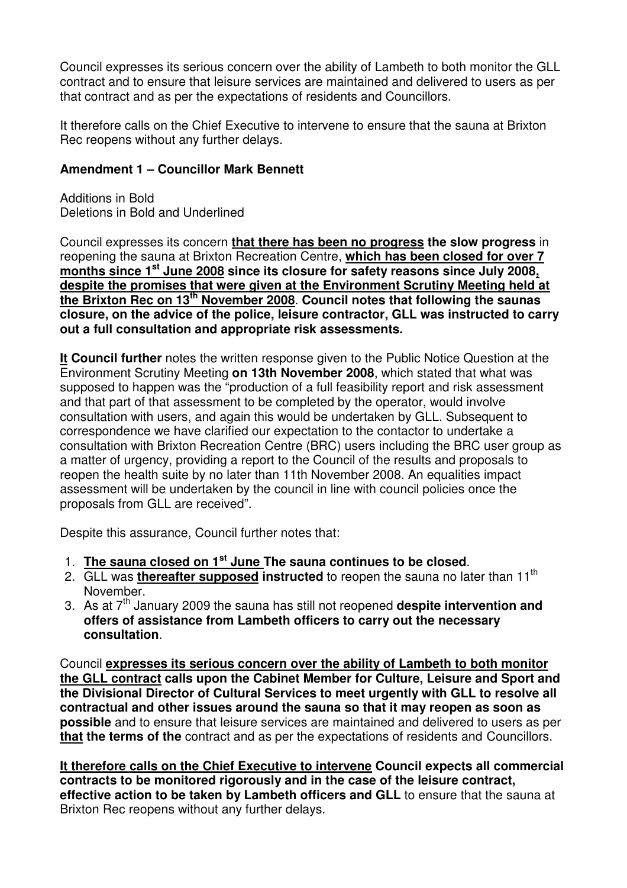Council expresses its serious concern over the ability of Lambeth to both monitor the GLL contract and to ensure that leisure services are maintained and delivered to users as per that contract and as per the expectations of residents and Councillors.

It therefore calls on the Chief Executive to intervene to ensure that the sauna at Brixton Rec reopens without any further delays.

**Amendment 1 – Councillor Mark Bennett**

Additions in Bold
Deletions in Bold and Underlined

Council expresses its concern **<u>that there has been no progress</u> the slow progress** in reopening the sauna at Brixton Recreation Centre, **<u>which has been closed for over 7 months since 1st June 2008</u> since its closure for safety reasons since July 2008<u>, despite the promises that were given at the Environment Scrutiny Meeting held at the Brixton Rec on 13th November 2008</u>**. **Council notes that following the saunas closure, on the advice of the police, leisure contractor, GLL was instructed to carry out a full consultation and appropriate risk assessments.**

**<u>It</u> Council further** notes the written response given to the Public Notice Question at the Environment Scrutiny Meeting **on 13th November 2008**, which stated that what was supposed to happen was the "production of a full feasibility report and risk assessment and that part of that assessment to be completed by the operator, would involve consultation with users, and again this would be undertaken by GLL. Subsequent to correspondence we have clarified our expectation to the contactor to undertake a consultation with Brixton Recreation Centre (BRC) users including the BRC user group as a matter of urgency, providing a report to the Council of the results and proposals to reopen the health suite by no later than 11th November 2008. An equalities impact assessment will be undertaken by the council in line with council policies once the proposals from GLL are received".

Despite this assurance, Council further notes that:

1. **<u>The sauna closed on 1st June</u> The sauna continues to be closed**.
2. GLL was **<u>thereafter supposed</u> instructed** to reopen the sauna no later than 11th November.
3. As at 7th January 2009 the sauna has still not reopened **despite intervention and offers of assistance from Lambeth officers to carry out the necessary consultation**.

Council **<u>expresses its serious concern over the ability of Lambeth to both monitor the GLL contract</u> calls upon the Cabinet Member for Culture, Leisure and Sport and the Divisional Director of Cultural Services to meet urgently with GLL to resolve all contractual and other issues around the sauna so that it may reopen as soon as possible** and to ensure that leisure services are maintained and delivered to users as per **<u>that</u> the terms of the** contract and as per the expectations of residents and Councillors.

**<u>It therefore calls on the Chief Executive to intervene</u> Council expects all commercial contracts to be monitored rigorously and in the case of the leisure contract, effective action to be taken by Lambeth officers and GLL** to ensure that the sauna at Brixton Rec reopens without any further delays.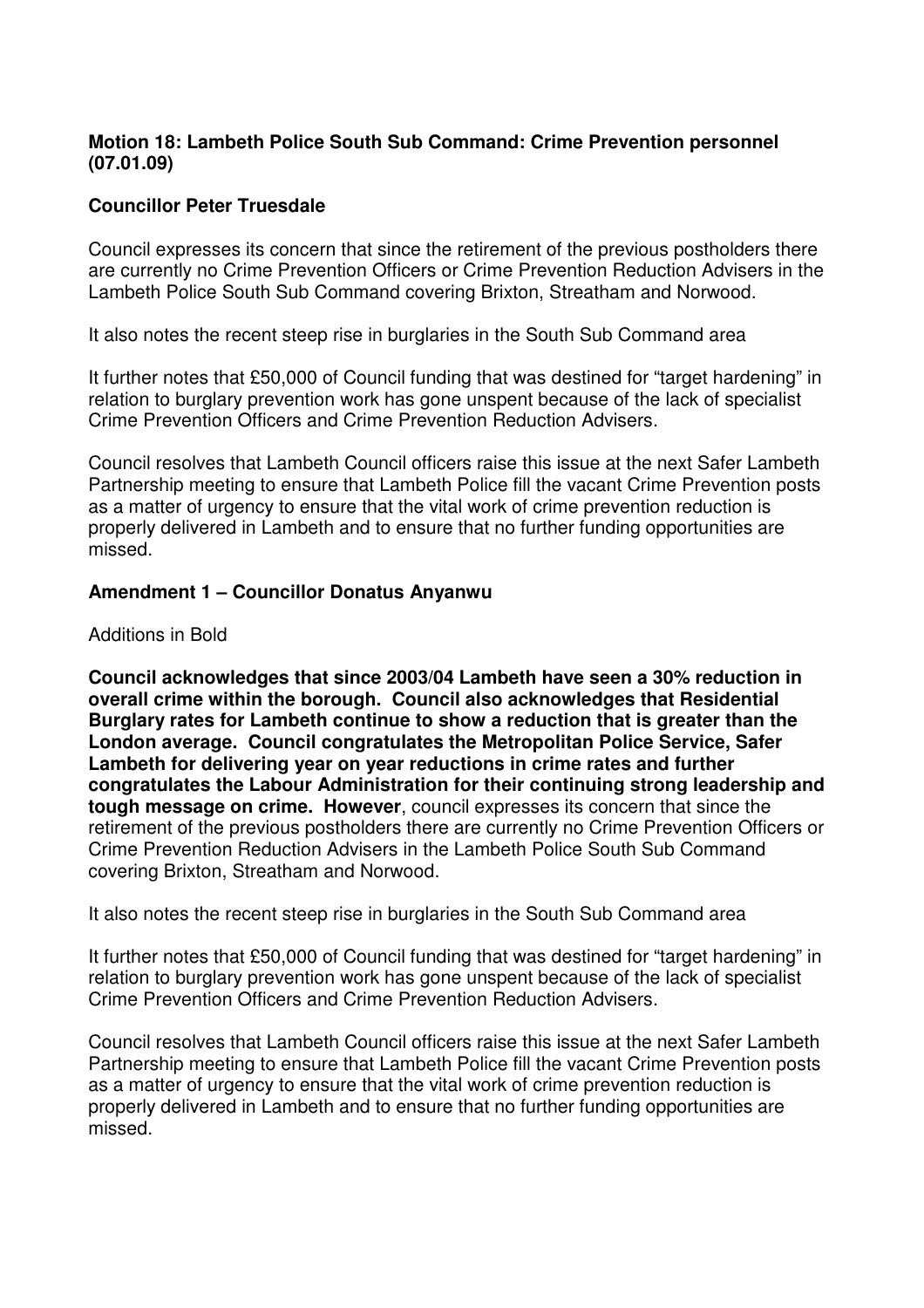**Motion 18: Lambeth Police South Sub Command: Crime Prevention personnel (07.01.09)**

**Councillor Peter Truesdale**

Council expresses its concern that since the retirement of the previous postholders there are currently no Crime Prevention Officers or Crime Prevention Reduction Advisers in the Lambeth Police South Sub Command covering Brixton, Streatham and Norwood.

It also notes the recent steep rise in burglaries in the South Sub Command area

It further notes that £50,000 of Council funding that was destined for "target hardening" in relation to burglary prevention work has gone unspent because of the lack of specialist Crime Prevention Officers and Crime Prevention Reduction Advisers.

Council resolves that Lambeth Council officers raise this issue at the next Safer Lambeth Partnership meeting to ensure that Lambeth Police fill the vacant Crime Prevention posts as a matter of urgency to ensure that the vital work of crime prevention reduction is properly delivered in Lambeth and to ensure that no further funding opportunities are missed.

**Amendment 1 – Councillor Donatus Anyanwu**

Additions in Bold

**Council acknowledges that since 2003/04 Lambeth have seen a 30% reduction in overall crime within the borough. Council also acknowledges that Residential Burglary rates for Lambeth continue to show a reduction that is greater than the London average. Council congratulates the Metropolitan Police Service, Safer Lambeth for delivering year on year reductions in crime rates and further congratulates the Labour Administration for their continuing strong leadership and tough message on crime. However**, council expresses its concern that since the retirement of the previous postholders there are currently no Crime Prevention Officers or Crime Prevention Reduction Advisers in the Lambeth Police South Sub Command covering Brixton, Streatham and Norwood.

It also notes the recent steep rise in burglaries in the South Sub Command area

It further notes that £50,000 of Council funding that was destined for "target hardening" in relation to burglary prevention work has gone unspent because of the lack of specialist Crime Prevention Officers and Crime Prevention Reduction Advisers.

Council resolves that Lambeth Council officers raise this issue at the next Safer Lambeth Partnership meeting to ensure that Lambeth Police fill the vacant Crime Prevention posts as a matter of urgency to ensure that the vital work of crime prevention reduction is properly delivered in Lambeth and to ensure that no further funding opportunities are missed.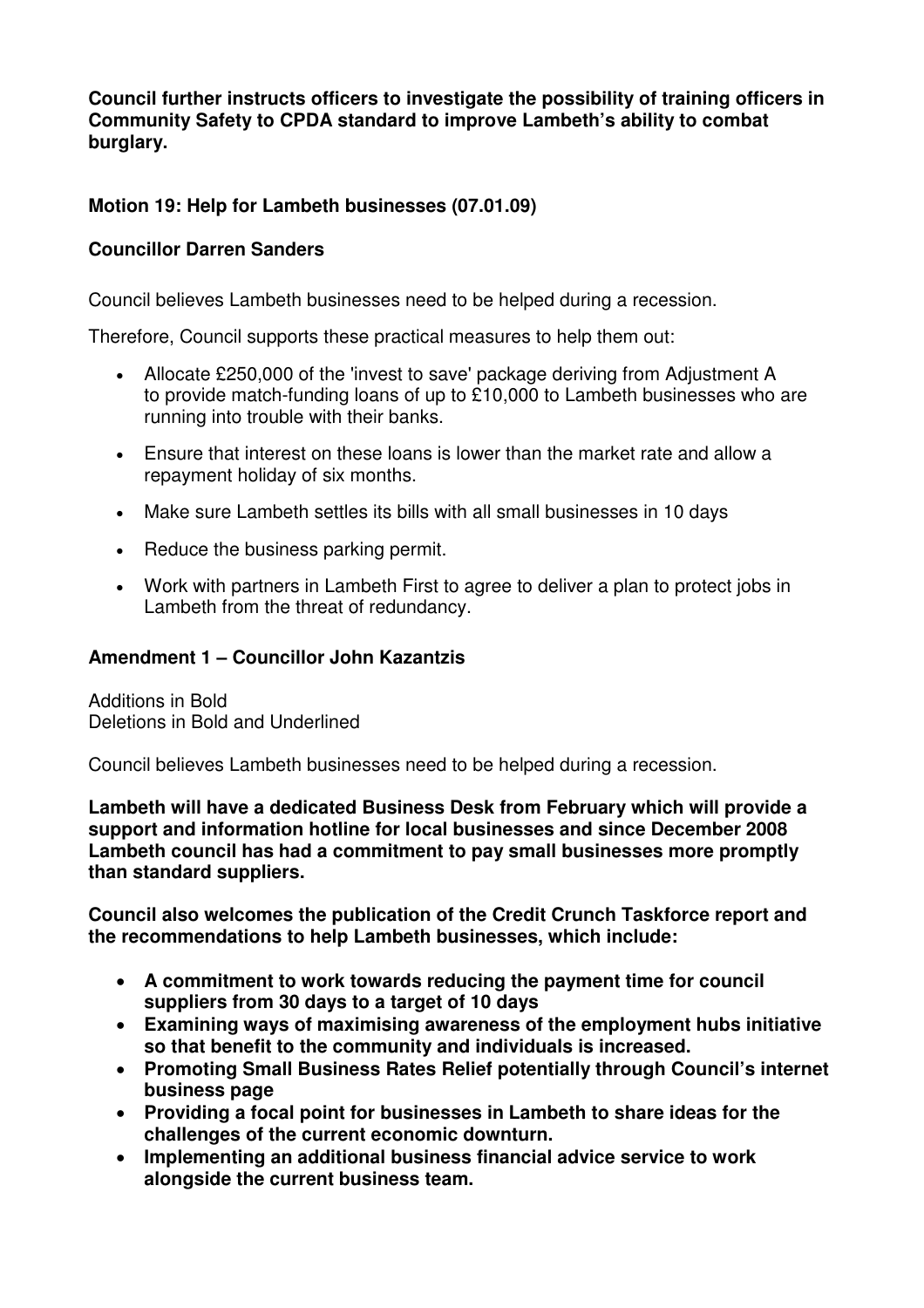**Council further instructs officers to investigate the possibility of training officers in Community Safety to CPDA standard to improve Lambeth's ability to combat burglary.**

### Motion 19: Help for Lambeth businesses (07.01.09)

**Councillor Darren Sanders**

Council believes Lambeth businesses need to be helped during a recession.

Therefore, Council supports these practical measures to help them out:

- Allocate £250,000 of the 'invest to save' package deriving from Adjustment A to provide match-funding loans of up to £10,000 to Lambeth businesses who are running into trouble with their banks.
- Ensure that interest on these loans is lower than the market rate and allow a repayment holiday of six months.
- Make sure Lambeth settles its bills with all small businesses in 10 days
- Reduce the business parking permit.
- Work with partners in Lambeth First to agree to deliver a plan to protect jobs in Lambeth from the threat of redundancy.

### Amendment 1 – Councillor John Kazantzis

Additions in Bold
Deletions in Bold and Underlined

Council believes Lambeth businesses need to be helped during a recession.

**Lambeth will have a dedicated Business Desk from February which will provide a support and information hotline for local businesses and since December 2008 Lambeth council has had a commitment to pay small businesses more promptly than standard suppliers.**

**Council also welcomes the publication of the Credit Crunch Taskforce report and the recommendations to help Lambeth businesses, which include:**

- **A commitment to work towards reducing the payment time for council suppliers from 30 days to a target of 10 days**
- **Examining ways of maximising awareness of the employment hubs initiative so that benefit to the community and individuals is increased.**
- **Promoting Small Business Rates Relief potentially through Council's internet business page**
- **Providing a focal point for businesses in Lambeth to share ideas for the challenges of the current economic downturn.**
- **Implementing an additional business financial advice service to work alongside the current business team.**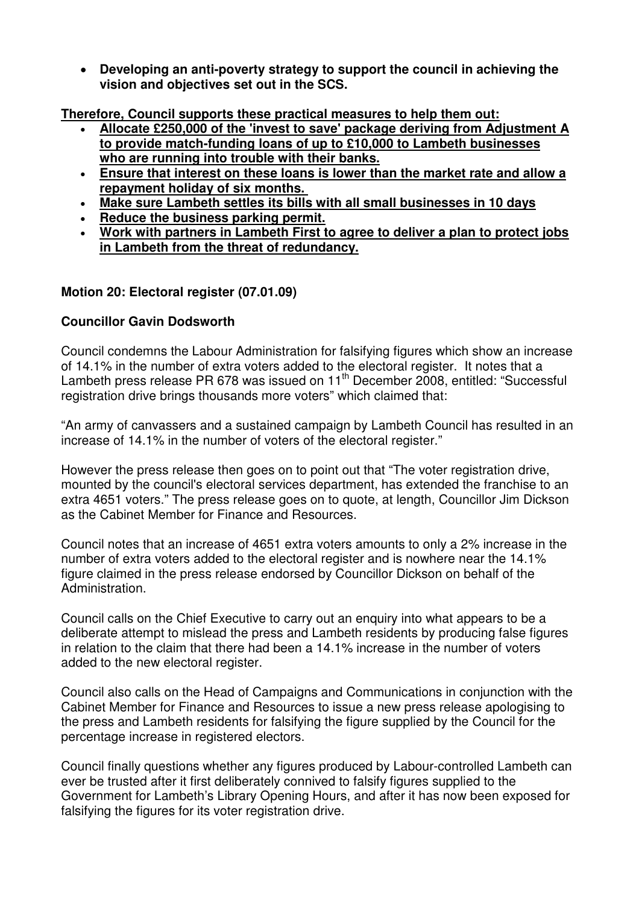- **Developing an anti-poverty strategy to support the council in achieving the vision and objectives set out in the SCS.**

**Therefore, Council supports these practical measures to help them out:**

- **Allocate £250,000 of the 'invest to save' package deriving from Adjustment A to provide match-funding loans of up to £10,000 to Lambeth businesses who are running into trouble with their banks.**
- **Ensure that interest on these loans is lower than the market rate and allow a repayment holiday of six months.**
- **Make sure Lambeth settles its bills with all small businesses in 10 days**
- **Reduce the business parking permit.**
- **Work with partners in Lambeth First to agree to deliver a plan to protect jobs in Lambeth from the threat of redundancy.**

**Motion 20: Electoral register (07.01.09)**

**Councillor Gavin Dodsworth**

Council condemns the Labour Administration for falsifying figures which show an increase of 14.1% in the number of extra voters added to the electoral register. It notes that a Lambeth press release PR 678 was issued on 11th December 2008, entitled: "Successful registration drive brings thousands more voters" which claimed that:

"An army of canvassers and a sustained campaign by Lambeth Council has resulted in an increase of 14.1% in the number of voters of the electoral register."

However the press release then goes on to point out that "The voter registration drive, mounted by the council's electoral services department, has extended the franchise to an extra 4651 voters." The press release goes on to quote, at length, Councillor Jim Dickson as the Cabinet Member for Finance and Resources.

Council notes that an increase of 4651 extra voters amounts to only a 2% increase in the number of extra voters added to the electoral register and is nowhere near the 14.1% figure claimed in the press release endorsed by Councillor Dickson on behalf of the Administration.

Council calls on the Chief Executive to carry out an enquiry into what appears to be a deliberate attempt to mislead the press and Lambeth residents by producing false figures in relation to the claim that there had been a 14.1% increase in the number of voters added to the new electoral register.

Council also calls on the Head of Campaigns and Communications in conjunction with the Cabinet Member for Finance and Resources to issue a new press release apologising to the press and Lambeth residents for falsifying the figure supplied by the Council for the percentage increase in registered electors.

Council finally questions whether any figures produced by Labour-controlled Lambeth can ever be trusted after it first deliberately connived to falsify figures supplied to the Government for Lambeth's Library Opening Hours, and after it has now been exposed for falsifying the figures for its voter registration drive.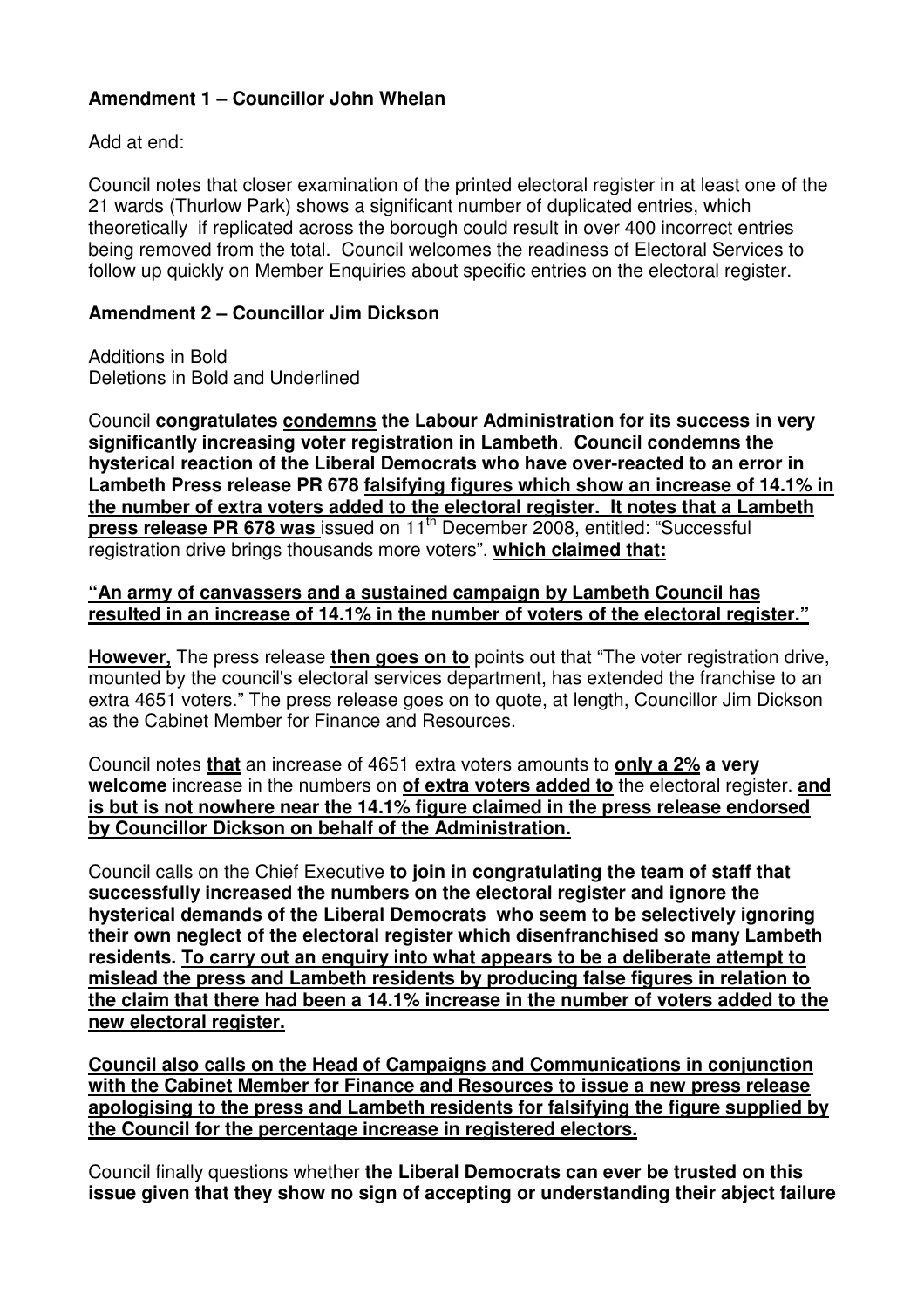**Amendment 1 – Councillor John Whelan**

Add at end:

Council notes that closer examination of the printed electoral register in at least one of the 21 wards (Thurlow Park) shows a significant number of duplicated entries, which theoretically if replicated across the borough could result in over 400 incorrect entries being removed from the total. Council welcomes the readiness of Electoral Services to follow up quickly on Member Enquiries about specific entries on the electoral register.

**Amendment 2 – Councillor Jim Dickson**

Additions in Bold
Deletions in Bold and Underlined

Council **congratulates** **<u>condemns</u>** **the Labour Administration for its success in very significantly increasing voter registration in Lambeth**. **Council condemns the hysterical reaction of the Liberal Democrats who have over-reacted to an error in Lambeth Press release PR 678** **<u>falsifying figures which show an increase of 14.1% in the number of extra voters added to the electoral register. It notes that a Lambeth press release PR 678 was</u>** issued on 11th December 2008, entitled: "Successful registration drive brings thousands more voters". **<u>which claimed that:</u>**

**<u>"An army of canvassers and a sustained campaign by Lambeth Council has resulted in an increase of 14.1% in the number of voters of the electoral register."</u>**

**<u>However,</u>** The press release **<u>then goes on to</u>** points out that "The voter registration drive, mounted by the council's electoral services department, has extended the franchise to an extra 4651 voters." The press release goes on to quote, at length, Councillor Jim Dickson as the Cabinet Member for Finance and Resources.

Council notes **<u>that</u>** an increase of 4651 extra voters amounts to **<u>only a 2%</u>** **a very welcome** increase in the numbers on **<u>of extra voters added to</u>** the electoral register. **<u>and is but is not nowhere near the 14.1% figure claimed in the press release endorsed by Councillor Dickson on behalf of the Administration.</u>**

Council calls on the Chief Executive **to join in congratulating the team of staff that successfully increased the numbers on the electoral register and ignore the hysterical demands of the Liberal Democrats who seem to be selectively ignoring their own neglect of the electoral register which disenfranchised so many Lambeth residents.** **<u>To carry out an enquiry into what appears to be a deliberate attempt to mislead the press and Lambeth residents by producing false figures in relation to the claim that there had been a 14.1% increase in the number of voters added to the new electoral register.</u>**

**<u>Council also calls on the Head of Campaigns and Communications in conjunction with the Cabinet Member for Finance and Resources to issue a new press release apologising to the press and Lambeth residents for falsifying the figure supplied by the Council for the percentage increase in registered electors.</u>**

Council finally questions whether **the Liberal Democrats can ever be trusted on this issue given that they show no sign of accepting or understanding their abject failure**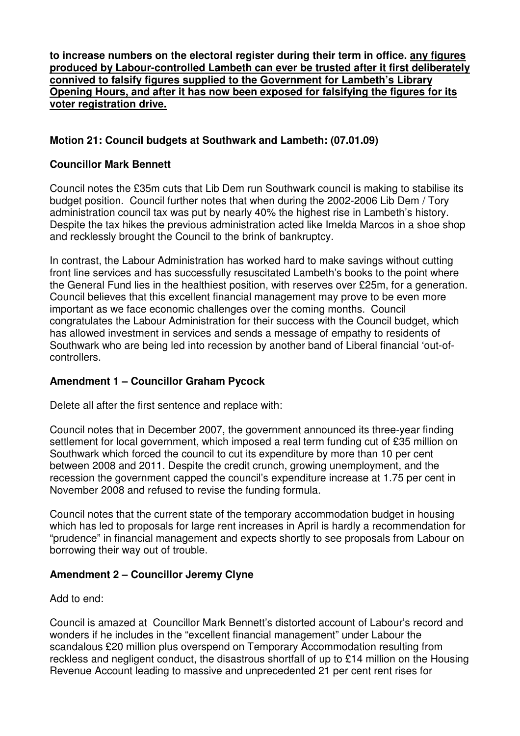**to increase numbers on the electoral register during their term in office. any figures produced by Labour-controlled Lambeth can ever be trusted after it first deliberately connived to falsify figures supplied to the Government for Lambeth's Library Opening Hours, and after it has now been exposed for falsifying the figures for its voter registration drive.**

**Motion 21: Council budgets at Southwark and Lambeth: (07.01.09)**

**Councillor Mark Bennett**

Council notes the £35m cuts that Lib Dem run Southwark council is making to stabilise its budget position. Council further notes that when during the 2002-2006 Lib Dem / Tory administration council tax was put by nearly 40% the highest rise in Lambeth's history. Despite the tax hikes the previous administration acted like Imelda Marcos in a shoe shop and recklessly brought the Council to the brink of bankruptcy.

In contrast, the Labour Administration has worked hard to make savings without cutting front line services and has successfully resuscitated Lambeth's books to the point where the General Fund lies in the healthiest position, with reserves over £25m, for a generation. Council believes that this excellent financial management may prove to be even more important as we face economic challenges over the coming months. Council congratulates the Labour Administration for their success with the Council budget, which has allowed investment in services and sends a message of empathy to residents of Southwark who are being led into recession by another band of Liberal financial 'out-of-controllers.

**Amendment 1 – Councillor Graham Pycock**

Delete all after the first sentence and replace with:

Council notes that in December 2007, the government announced its three-year finding settlement for local government, which imposed a real term funding cut of £35 million on Southwark which forced the council to cut its expenditure by more than 10 per cent between 2008 and 2011. Despite the credit crunch, growing unemployment, and the recession the government capped the council's expenditure increase at 1.75 per cent in November 2008 and refused to revise the funding formula.

Council notes that the current state of the temporary accommodation budget in housing which has led to proposals for large rent increases in April is hardly a recommendation for "prudence" in financial management and expects shortly to see proposals from Labour on borrowing their way out of trouble.

**Amendment 2 – Councillor Jeremy Clyne**

Add to end:

Council is amazed at Councillor Mark Bennett's distorted account of Labour's record and wonders if he includes in the "excellent financial management" under Labour the scandalous £20 million plus overspend on Temporary Accommodation resulting from reckless and negligent conduct, the disastrous shortfall of up to £14 million on the Housing Revenue Account leading to massive and unprecedented 21 per cent rent rises for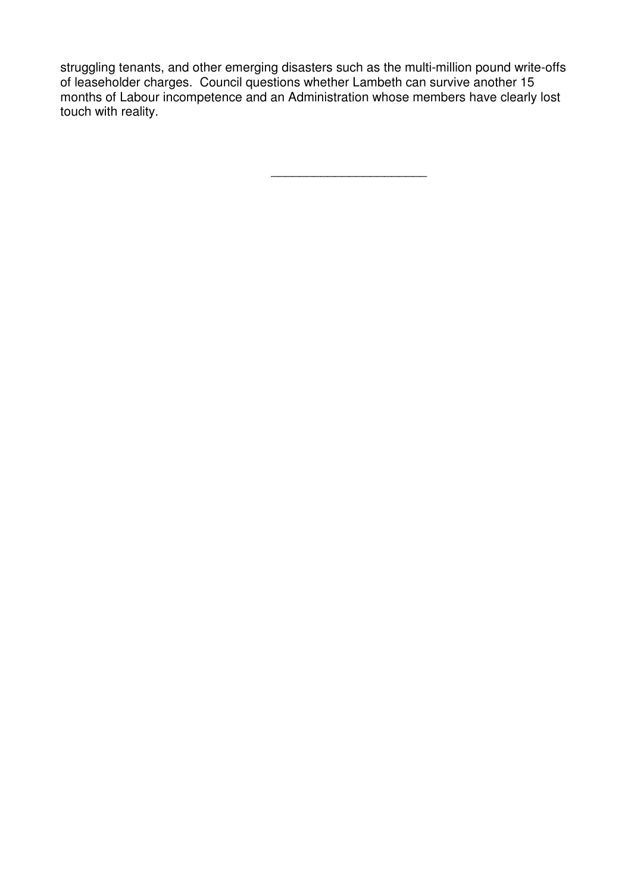struggling tenants, and other emerging disasters such as the multi-million pound write-offs of leaseholder charges. Council questions whether Lambeth can survive another 15 months of Labour incompetence and an Administration whose members have clearly lost touch with reality.

______________________